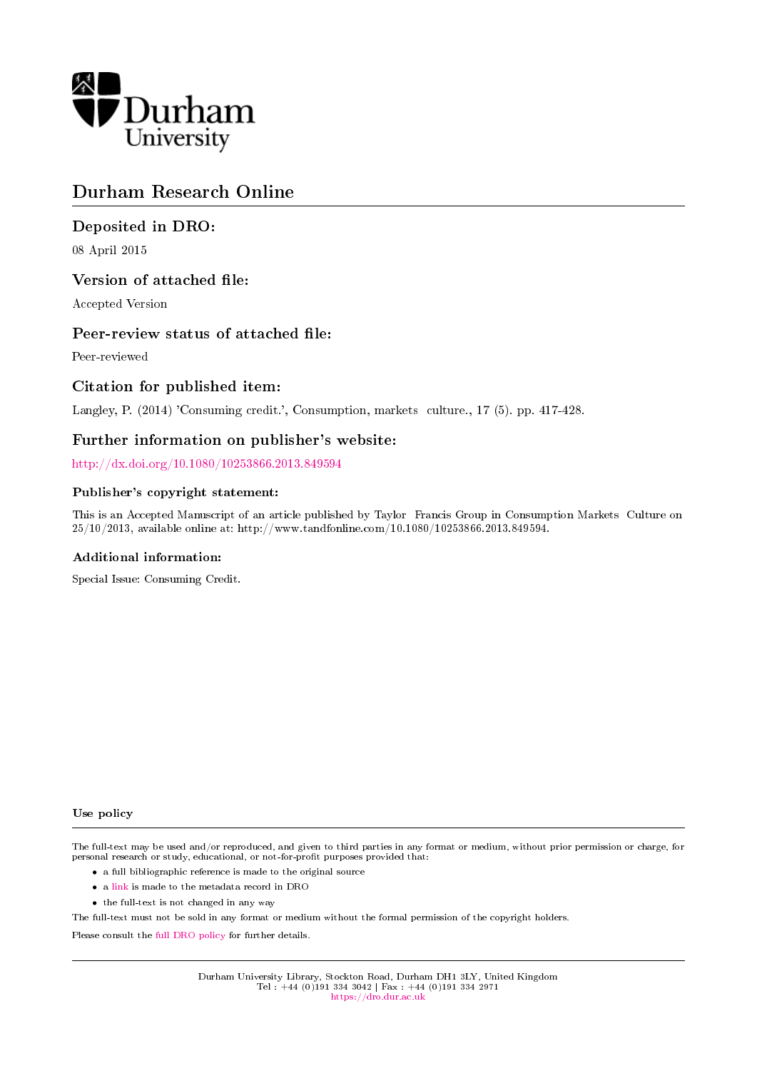Durham University

# Durham Research Online

## Deposited in DRO:

08 April 2015

## Version of attached file:

Accepted Version

## Peer-review status of attached file:

Peer-reviewed

## Citation for published item:

Langley, P. (2014) 'Consuming credit.', Consumption, markets culture., 17 (5). pp. 417-428.

## Further information on publisher's website:

http://dx.doi.org/10.1080/10253866.2013.849594

### Publisher's copyright statement:

This is an Accepted Manuscript of an article published by Taylor Francis Group in Consumption Markets Culture on 25/10/2013, available online at: http://www.tandfonline.com/10.1080/10253866.2013.849594.

### Additional information:

Special Issue: Consuming Credit.

### Use policy

The full-text may be used and/or reproduced, and given to third parties in any format or medium, without prior permission or charge, for personal research or study, educational, or not-for-profit purposes provided that:

- a full bibliographic reference is made to the original source
- a link is made to the metadata record in DRO
- the full-text is not changed in any way

The full-text must not be sold in any format or medium without the formal permission of the copyright holders.

Please consult the full DRO policy for further details.

Durham University Library, Stockton Road, Durham DH1 3LY, United Kingdom
Tel : +44 (0)191 334 3042 | Fax : +44 (0)191 334 2971
https://dro.dur.ac.uk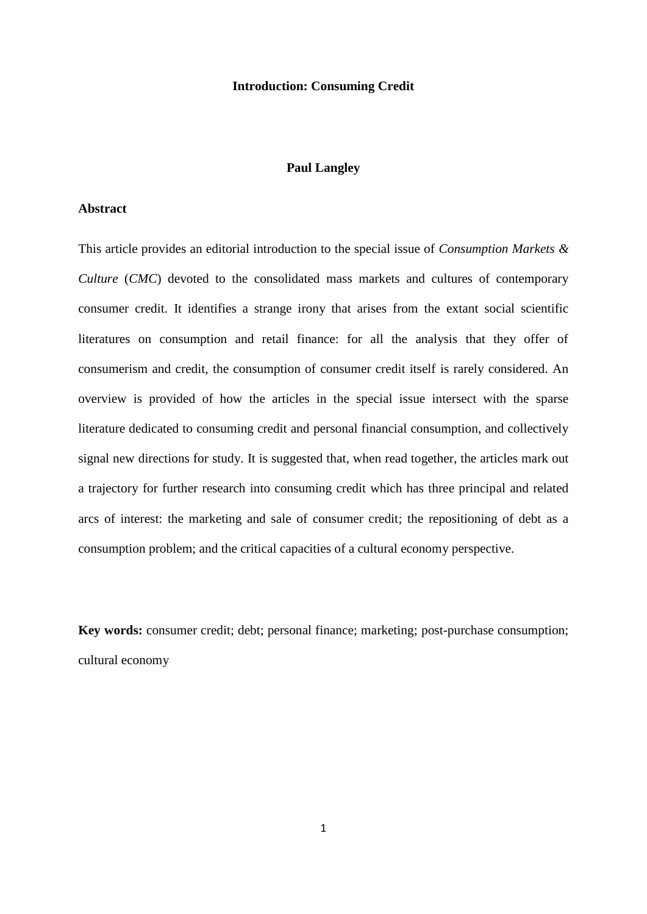# Introduction: Consuming Credit

**Paul Langley**

## Abstract

This article provides an editorial introduction to the special issue of *Consumption Markets & Culture* (*CMC*) devoted to the consolidated mass markets and cultures of contemporary consumer credit. It identifies a strange irony that arises from the extant social scientific literatures on consumption and retail finance: for all the analysis that they offer of consumerism and credit, the consumption of consumer credit itself is rarely considered. An overview is provided of how the articles in the special issue intersect with the sparse literature dedicated to consuming credit and personal financial consumption, and collectively signal new directions for study. It is suggested that, when read together, the articles mark out a trajectory for further research into consuming credit which has three principal and related arcs of interest: the marketing and sale of consumer credit; the repositioning of debt as a consumption problem; and the critical capacities of a cultural economy perspective.

**Key words:** consumer credit; debt; personal finance; marketing; post-purchase consumption; cultural economy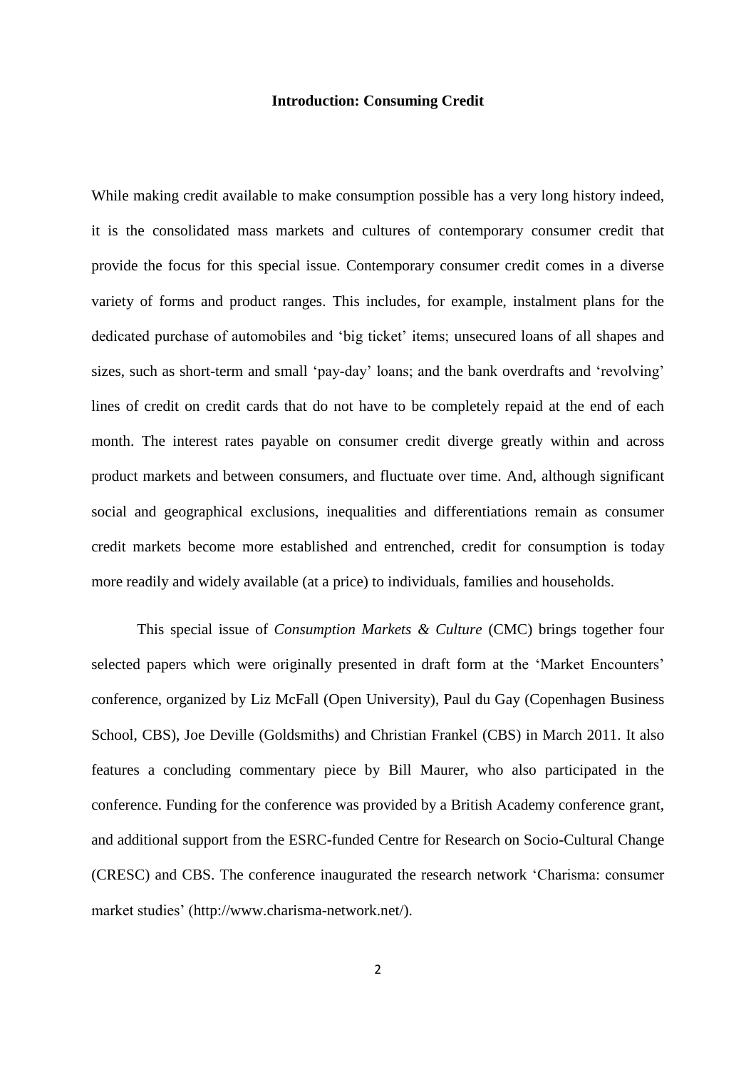**Introduction: Consuming Credit**

While making credit available to make consumption possible has a very long history indeed, it is the consolidated mass markets and cultures of contemporary consumer credit that provide the focus for this special issue. Contemporary consumer credit comes in a diverse variety of forms and product ranges. This includes, for example, instalment plans for the dedicated purchase of automobiles and 'big ticket' items; unsecured loans of all shapes and sizes, such as short-term and small 'pay-day' loans; and the bank overdrafts and 'revolving' lines of credit on credit cards that do not have to be completely repaid at the end of each month. The interest rates payable on consumer credit diverge greatly within and across product markets and between consumers, and fluctuate over time. And, although significant social and geographical exclusions, inequalities and differentiations remain as consumer credit markets become more established and entrenched, credit for consumption is today more readily and widely available (at a price) to individuals, families and households.

This special issue of *Consumption Markets & Culture* (CMC) brings together four selected papers which were originally presented in draft form at the 'Market Encounters' conference, organized by Liz McFall (Open University), Paul du Gay (Copenhagen Business School, CBS), Joe Deville (Goldsmiths) and Christian Frankel (CBS) in March 2011. It also features a concluding commentary piece by Bill Maurer, who also participated in the conference. Funding for the conference was provided by a British Academy conference grant, and additional support from the ESRC-funded Centre for Research on Socio-Cultural Change (CRESC) and CBS. The conference inaugurated the research network 'Charisma: consumer market studies' (http://www.charisma-network.net/).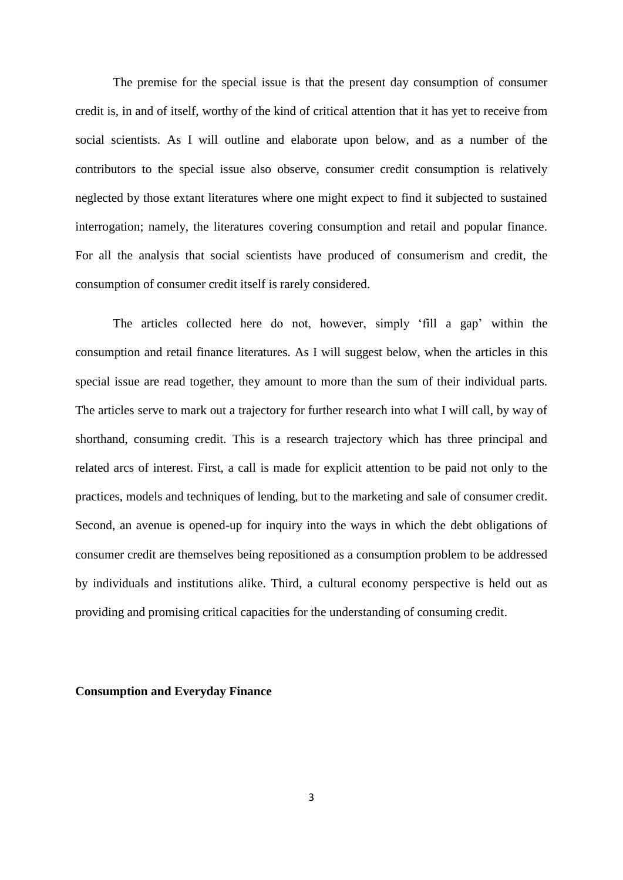The premise for the special issue is that the present day consumption of consumer credit is, in and of itself, worthy of the kind of critical attention that it has yet to receive from social scientists. As I will outline and elaborate upon below, and as a number of the contributors to the special issue also observe, consumer credit consumption is relatively neglected by those extant literatures where one might expect to find it subjected to sustained interrogation; namely, the literatures covering consumption and retail and popular finance. For all the analysis that social scientists have produced of consumerism and credit, the consumption of consumer credit itself is rarely considered.

The articles collected here do not, however, simply 'fill a gap' within the consumption and retail finance literatures. As I will suggest below, when the articles in this special issue are read together, they amount to more than the sum of their individual parts. The articles serve to mark out a trajectory for further research into what I will call, by way of shorthand, consuming credit. This is a research trajectory which has three principal and related arcs of interest. First, a call is made for explicit attention to be paid not only to the practices, models and techniques of lending, but to the marketing and sale of consumer credit. Second, an avenue is opened-up for inquiry into the ways in which the debt obligations of consumer credit are themselves being repositioned as a consumption problem to be addressed by individuals and institutions alike. Third, a cultural economy perspective is held out as providing and promising critical capacities for the understanding of consuming credit.

## Consumption and Everyday Finance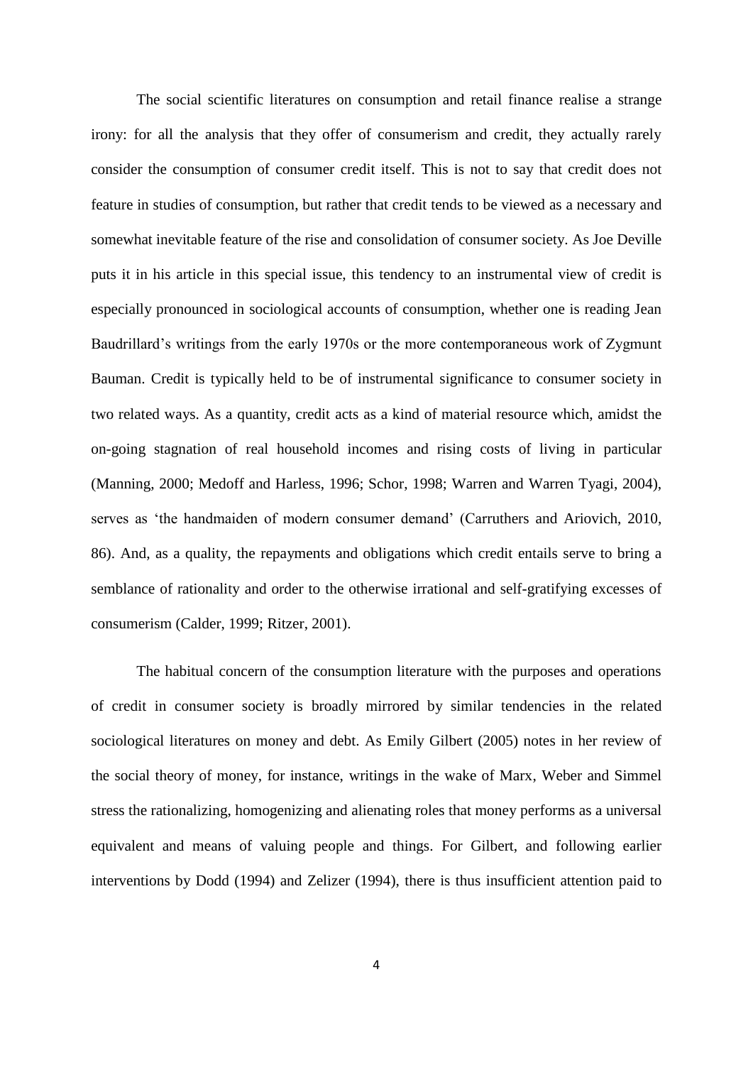The social scientific literatures on consumption and retail finance realise a strange irony: for all the analysis that they offer of consumerism and credit, they actually rarely consider the consumption of consumer credit itself. This is not to say that credit does not feature in studies of consumption, but rather that credit tends to be viewed as a necessary and somewhat inevitable feature of the rise and consolidation of consumer society. As Joe Deville puts it in his article in this special issue, this tendency to an instrumental view of credit is especially pronounced in sociological accounts of consumption, whether one is reading Jean Baudrillard's writings from the early 1970s or the more contemporaneous work of Zygmunt Bauman. Credit is typically held to be of instrumental significance to consumer society in two related ways. As a quantity, credit acts as a kind of material resource which, amidst the on-going stagnation of real household incomes and rising costs of living in particular (Manning, 2000; Medoff and Harless, 1996; Schor, 1998; Warren and Warren Tyagi, 2004), serves as 'the handmaiden of modern consumer demand' (Carruthers and Ariovich, 2010, 86). And, as a quality, the repayments and obligations which credit entails serve to bring a semblance of rationality and order to the otherwise irrational and self-gratifying excesses of consumerism (Calder, 1999; Ritzer, 2001).

The habitual concern of the consumption literature with the purposes and operations of credit in consumer society is broadly mirrored by similar tendencies in the related sociological literatures on money and debt. As Emily Gilbert (2005) notes in her review of the social theory of money, for instance, writings in the wake of Marx, Weber and Simmel stress the rationalizing, homogenizing and alienating roles that money performs as a universal equivalent and means of valuing people and things. For Gilbert, and following earlier interventions by Dodd (1994) and Zelizer (1994), there is thus insufficient attention paid to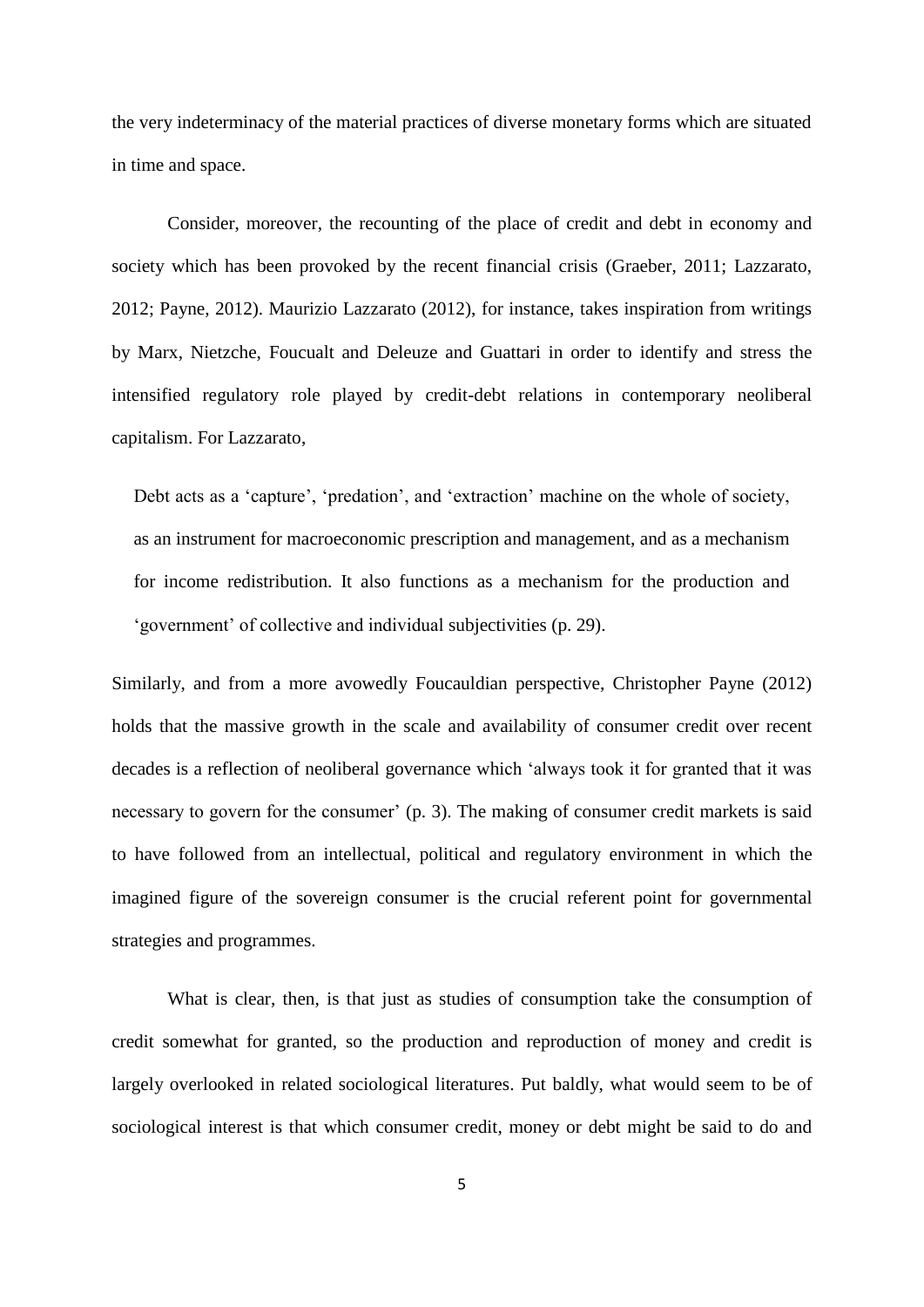the very indeterminacy of the material practices of diverse monetary forms which are situated in time and space.

Consider, moreover, the recounting of the place of credit and debt in economy and society which has been provoked by the recent financial crisis (Graeber, 2011; Lazzarato, 2012; Payne, 2012). Maurizio Lazzarato (2012), for instance, takes inspiration from writings by Marx, Nietzche, Foucualt and Deleuze and Guattari in order to identify and stress the intensified regulatory role played by credit-debt relations in contemporary neoliberal capitalism. For Lazzarato,

> Debt acts as a 'capture', 'predation', and 'extraction' machine on the whole of society, as an instrument for macroeconomic prescription and management, and as a mechanism for income redistribution. It also functions as a mechanism for the production and 'government' of collective and individual subjectivities (p. 29).

Similarly, and from a more avowedly Foucauldian perspective, Christopher Payne (2012) holds that the massive growth in the scale and availability of consumer credit over recent decades is a reflection of neoliberal governance which 'always took it for granted that it was necessary to govern for the consumer' (p. 3). The making of consumer credit markets is said to have followed from an intellectual, political and regulatory environment in which the imagined figure of the sovereign consumer is the crucial referent point for governmental strategies and programmes.

What is clear, then, is that just as studies of consumption take the consumption of credit somewhat for granted, so the production and reproduction of money and credit is largely overlooked in related sociological literatures. Put baldly, what would seem to be of sociological interest is that which consumer credit, money or debt might be said to do and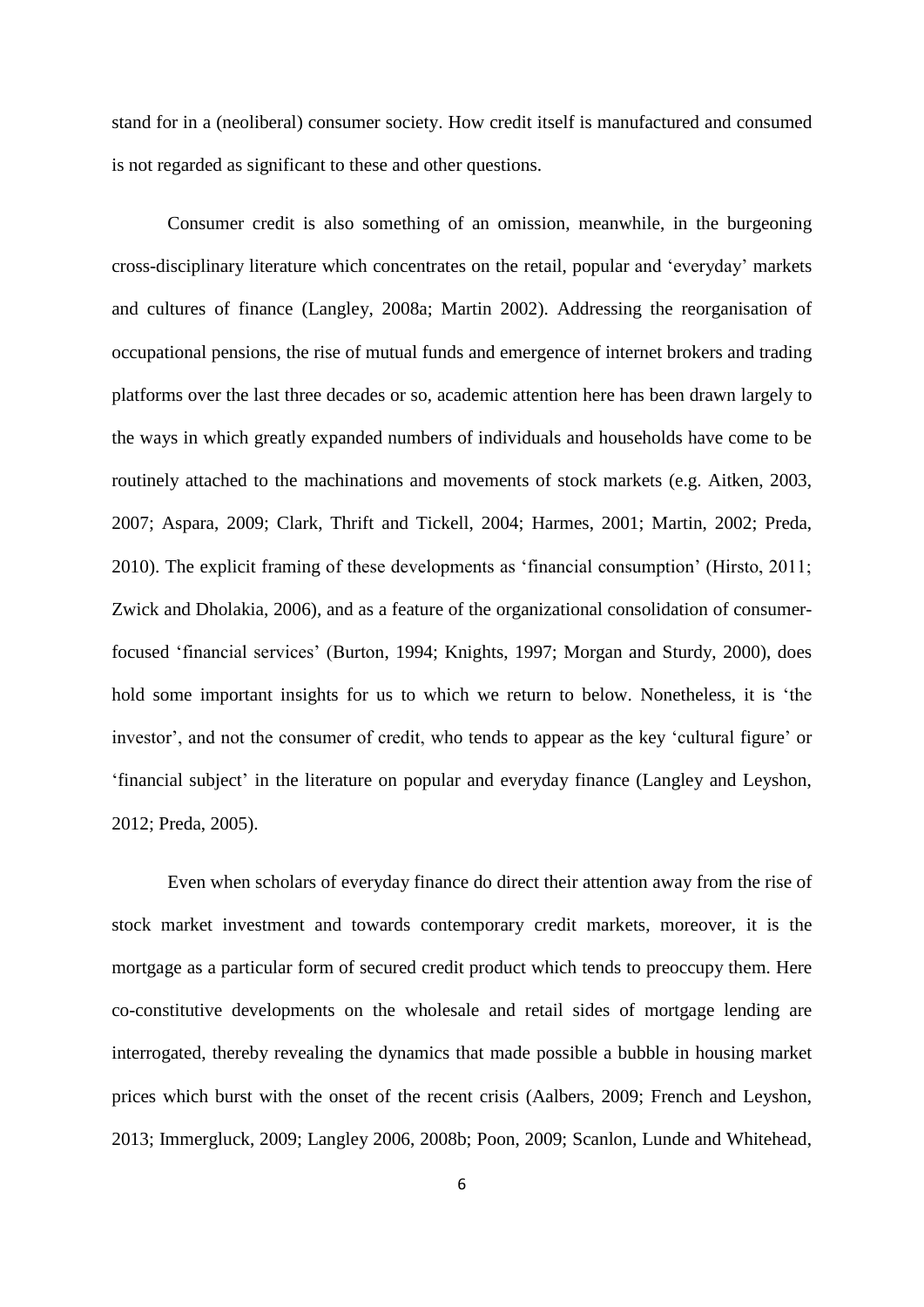stand for in a (neoliberal) consumer society. How credit itself is manufactured and consumed is not regarded as significant to these and other questions.

Consumer credit is also something of an omission, meanwhile, in the burgeoning cross-disciplinary literature which concentrates on the retail, popular and 'everyday' markets and cultures of finance (Langley, 2008a; Martin 2002). Addressing the reorganisation of occupational pensions, the rise of mutual funds and emergence of internet brokers and trading platforms over the last three decades or so, academic attention here has been drawn largely to the ways in which greatly expanded numbers of individuals and households have come to be routinely attached to the machinations and movements of stock markets (e.g. Aitken, 2003, 2007; Aspara, 2009; Clark, Thrift and Tickell, 2004; Harmes, 2001; Martin, 2002; Preda, 2010). The explicit framing of these developments as 'financial consumption' (Hirsto, 2011; Zwick and Dholakia, 2006), and as a feature of the organizational consolidation of consumer-focused 'financial services' (Burton, 1994; Knights, 1997; Morgan and Sturdy, 2000), does hold some important insights for us to which we return to below. Nonetheless, it is 'the investor', and not the consumer of credit, who tends to appear as the key 'cultural figure' or 'financial subject' in the literature on popular and everyday finance (Langley and Leyshon, 2012; Preda, 2005).

Even when scholars of everyday finance do direct their attention away from the rise of stock market investment and towards contemporary credit markets, moreover, it is the mortgage as a particular form of secured credit product which tends to preoccupy them. Here co-constitutive developments on the wholesale and retail sides of mortgage lending are interrogated, thereby revealing the dynamics that made possible a bubble in housing market prices which burst with the onset of the recent crisis (Aalbers, 2009; French and Leyshon, 2013; Immergluck, 2009; Langley 2006, 2008b; Poon, 2009; Scanlon, Lunde and Whitehead,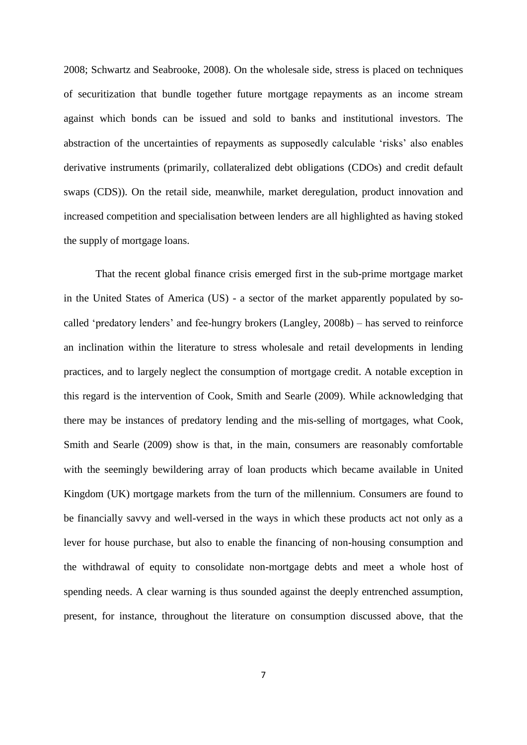2008; Schwartz and Seabrooke, 2008). On the wholesale side, stress is placed on techniques of securitization that bundle together future mortgage repayments as an income stream against which bonds can be issued and sold to banks and institutional investors. The abstraction of the uncertainties of repayments as supposedly calculable 'risks' also enables derivative instruments (primarily, collateralized debt obligations (CDOs) and credit default swaps (CDS)). On the retail side, meanwhile, market deregulation, product innovation and increased competition and specialisation between lenders are all highlighted as having stoked the supply of mortgage loans.

That the recent global finance crisis emerged first in the sub-prime mortgage market in the United States of America (US) - a sector of the market apparently populated by so-called 'predatory lenders' and fee-hungry brokers (Langley, 2008b) – has served to reinforce an inclination within the literature to stress wholesale and retail developments in lending practices, and to largely neglect the consumption of mortgage credit. A notable exception in this regard is the intervention of Cook, Smith and Searle (2009). While acknowledging that there may be instances of predatory lending and the mis-selling of mortgages, what Cook, Smith and Searle (2009) show is that, in the main, consumers are reasonably comfortable with the seemingly bewildering array of loan products which became available in United Kingdom (UK) mortgage markets from the turn of the millennium. Consumers are found to be financially savvy and well-versed in the ways in which these products act not only as a lever for house purchase, but also to enable the financing of non-housing consumption and the withdrawal of equity to consolidate non-mortgage debts and meet a whole host of spending needs. A clear warning is thus sounded against the deeply entrenched assumption, present, for instance, throughout the literature on consumption discussed above, that the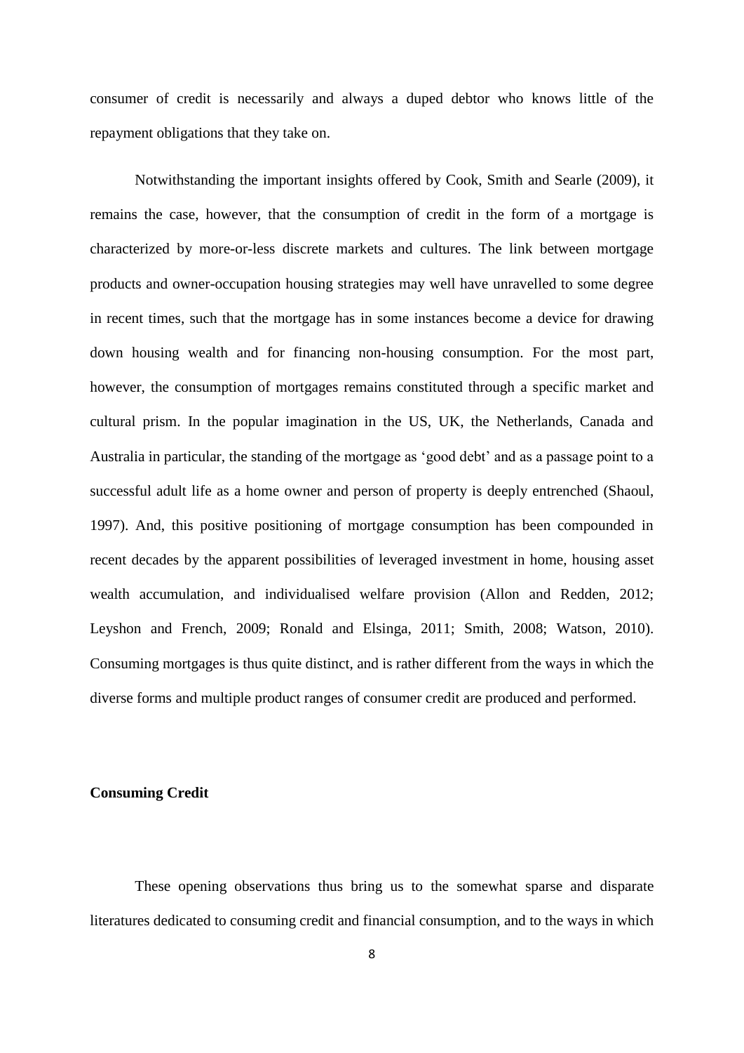consumer of credit is necessarily and always a duped debtor who knows little of the repayment obligations that they take on.

Notwithstanding the important insights offered by Cook, Smith and Searle (2009), it remains the case, however, that the consumption of credit in the form of a mortgage is characterized by more-or-less discrete markets and cultures. The link between mortgage products and owner-occupation housing strategies may well have unravelled to some degree in recent times, such that the mortgage has in some instances become a device for drawing down housing wealth and for financing non-housing consumption. For the most part, however, the consumption of mortgages remains constituted through a specific market and cultural prism. In the popular imagination in the US, UK, the Netherlands, Canada and Australia in particular, the standing of the mortgage as 'good debt' and as a passage point to a successful adult life as a home owner and person of property is deeply entrenched (Shaoul, 1997). And, this positive positioning of mortgage consumption has been compounded in recent decades by the apparent possibilities of leveraged investment in home, housing asset wealth accumulation, and individualised welfare provision (Allon and Redden, 2012; Leyshon and French, 2009; Ronald and Elsinga, 2011; Smith, 2008; Watson, 2010). Consuming mortgages is thus quite distinct, and is rather different from the ways in which the diverse forms and multiple product ranges of consumer credit are produced and performed.

**Consuming Credit**

These opening observations thus bring us to the somewhat sparse and disparate literatures dedicated to consuming credit and financial consumption, and to the ways in which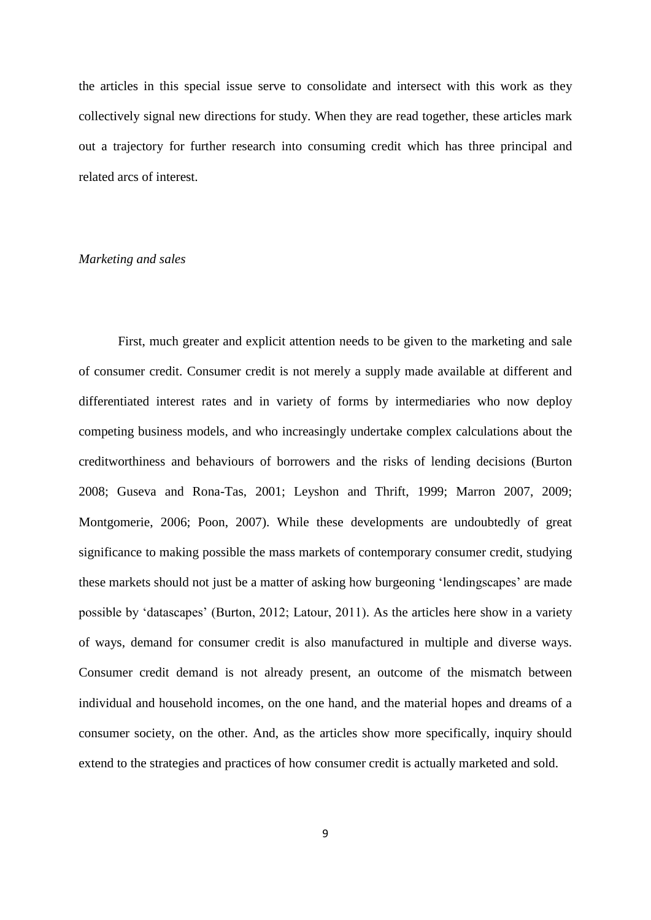the articles in this special issue serve to consolidate and intersect with this work as they collectively signal new directions for study. When they are read together, these articles mark out a trajectory for further research into consuming credit which has three principal and related arcs of interest.

*Marketing and sales*

First, much greater and explicit attention needs to be given to the marketing and sale of consumer credit. Consumer credit is not merely a supply made available at different and differentiated interest rates and in variety of forms by intermediaries who now deploy competing business models, and who increasingly undertake complex calculations about the creditworthiness and behaviours of borrowers and the risks of lending decisions (Burton 2008; Guseva and Rona-Tas, 2001; Leyshon and Thrift, 1999; Marron 2007, 2009; Montgomerie, 2006; Poon, 2007). While these developments are undoubtedly of great significance to making possible the mass markets of contemporary consumer credit, studying these markets should not just be a matter of asking how burgeoning 'lendingscapes' are made possible by 'datascapes' (Burton, 2012; Latour, 2011). As the articles here show in a variety of ways, demand for consumer credit is also manufactured in multiple and diverse ways. Consumer credit demand is not already present, an outcome of the mismatch between individual and household incomes, on the one hand, and the material hopes and dreams of a consumer society, on the other. And, as the articles show more specifically, inquiry should extend to the strategies and practices of how consumer credit is actually marketed and sold.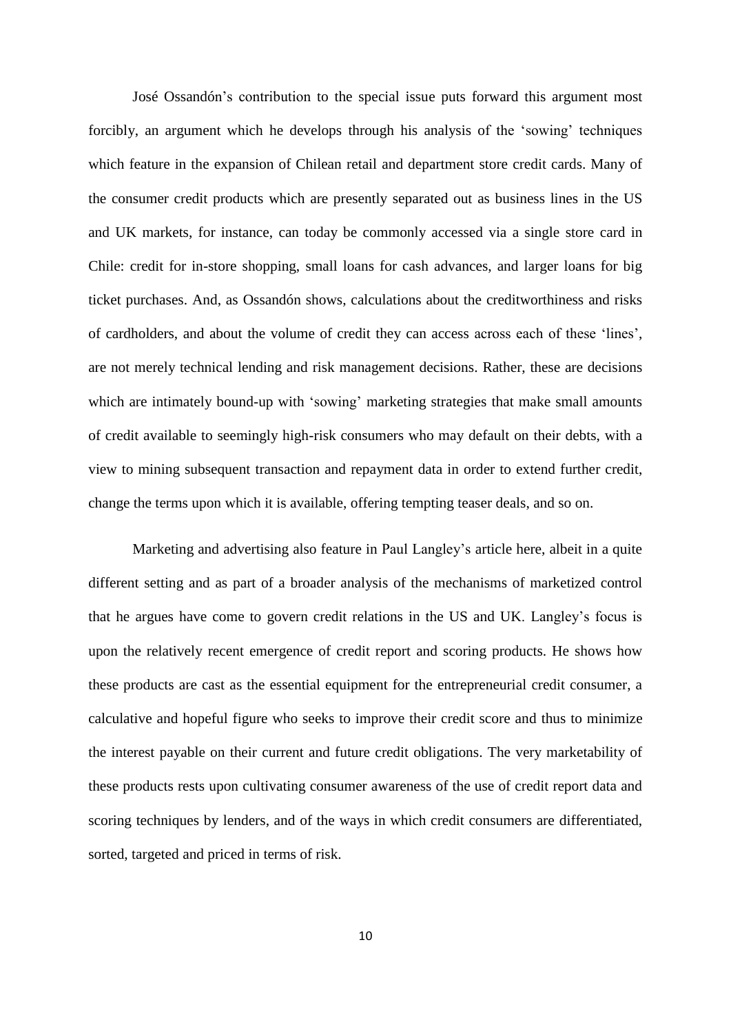José Ossandón's contribution to the special issue puts forward this argument most forcibly, an argument which he develops through his analysis of the 'sowing' techniques which feature in the expansion of Chilean retail and department store credit cards. Many of the consumer credit products which are presently separated out as business lines in the US and UK markets, for instance, can today be commonly accessed via a single store card in Chile: credit for in-store shopping, small loans for cash advances, and larger loans for big ticket purchases. And, as Ossandón shows, calculations about the creditworthiness and risks of cardholders, and about the volume of credit they can access across each of these 'lines', are not merely technical lending and risk management decisions. Rather, these are decisions which are intimately bound-up with 'sowing' marketing strategies that make small amounts of credit available to seemingly high-risk consumers who may default on their debts, with a view to mining subsequent transaction and repayment data in order to extend further credit, change the terms upon which it is available, offering tempting teaser deals, and so on.

Marketing and advertising also feature in Paul Langley's article here, albeit in a quite different setting and as part of a broader analysis of the mechanisms of marketized control that he argues have come to govern credit relations in the US and UK. Langley's focus is upon the relatively recent emergence of credit report and scoring products. He shows how these products are cast as the essential equipment for the entrepreneurial credit consumer, a calculative and hopeful figure who seeks to improve their credit score and thus to minimize the interest payable on their current and future credit obligations. The very marketability of these products rests upon cultivating consumer awareness of the use of credit report data and scoring techniques by lenders, and of the ways in which credit consumers are differentiated, sorted, targeted and priced in terms of risk.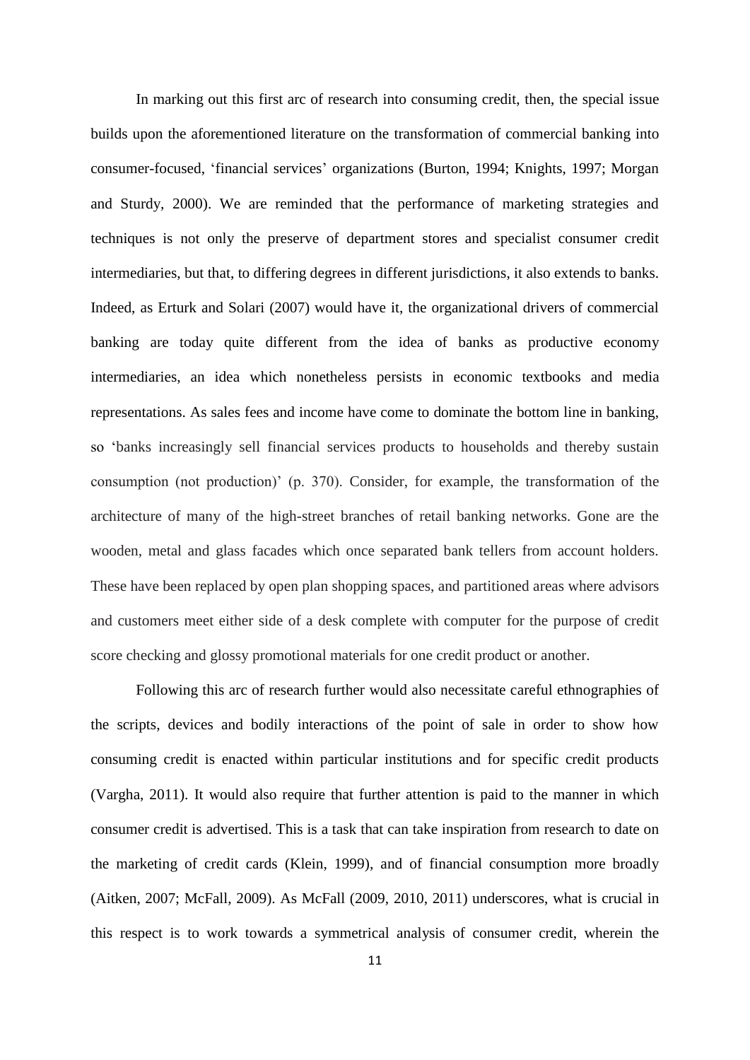In marking out this first arc of research into consuming credit, then, the special issue builds upon the aforementioned literature on the transformation of commercial banking into consumer-focused, 'financial services' organizations (Burton, 1994; Knights, 1997; Morgan and Sturdy, 2000). We are reminded that the performance of marketing strategies and techniques is not only the preserve of department stores and specialist consumer credit intermediaries, but that, to differing degrees in different jurisdictions, it also extends to banks. Indeed, as Erturk and Solari (2007) would have it, the organizational drivers of commercial banking are today quite different from the idea of banks as productive economy intermediaries, an idea which nonetheless persists in economic textbooks and media representations. As sales fees and income have come to dominate the bottom line in banking, so 'banks increasingly sell financial services products to households and thereby sustain consumption (not production)' (p. 370). Consider, for example, the transformation of the architecture of many of the high-street branches of retail banking networks. Gone are the wooden, metal and glass facades which once separated bank tellers from account holders. These have been replaced by open plan shopping spaces, and partitioned areas where advisors and customers meet either side of a desk complete with computer for the purpose of credit score checking and glossy promotional materials for one credit product or another.

Following this arc of research further would also necessitate careful ethnographies of the scripts, devices and bodily interactions of the point of sale in order to show how consuming credit is enacted within particular institutions and for specific credit products (Vargha, 2011). It would also require that further attention is paid to the manner in which consumer credit is advertised. This is a task that can take inspiration from research to date on the marketing of credit cards (Klein, 1999), and of financial consumption more broadly (Aitken, 2007; McFall, 2009). As McFall (2009, 2010, 2011) underscores, what is crucial in this respect is to work towards a symmetrical analysis of consumer credit, wherein the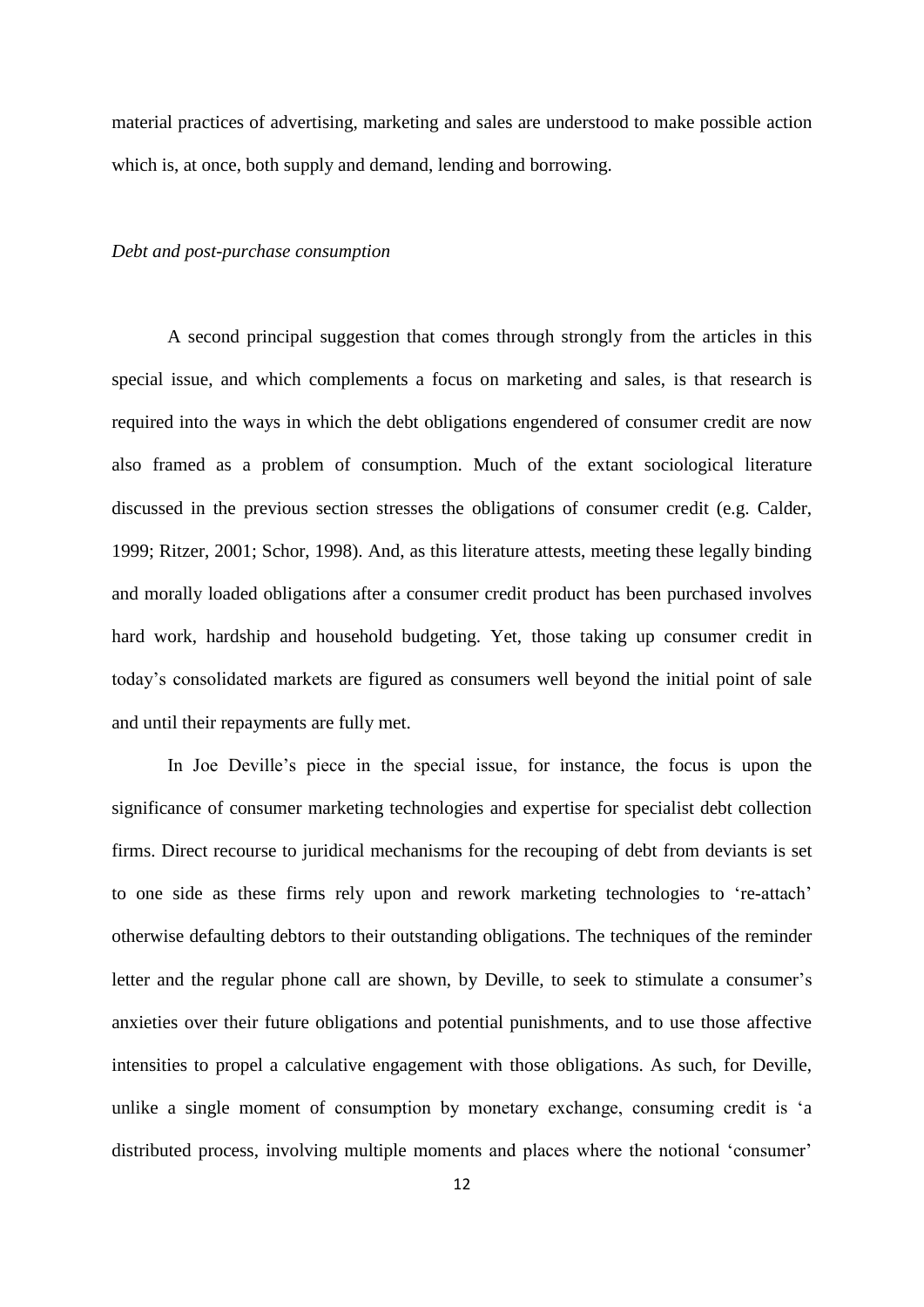material practices of advertising, marketing and sales are understood to make possible action which is, at once, both supply and demand, lending and borrowing.

### *Debt and post-purchase consumption*

A second principal suggestion that comes through strongly from the articles in this special issue, and which complements a focus on marketing and sales, is that research is required into the ways in which the debt obligations engendered of consumer credit are now also framed as a problem of consumption. Much of the extant sociological literature discussed in the previous section stresses the obligations of consumer credit (e.g. Calder, 1999; Ritzer, 2001; Schor, 1998). And, as this literature attests, meeting these legally binding and morally loaded obligations after a consumer credit product has been purchased involves hard work, hardship and household budgeting. Yet, those taking up consumer credit in today's consolidated markets are figured as consumers well beyond the initial point of sale and until their repayments are fully met.

In Joe Deville's piece in the special issue, for instance, the focus is upon the significance of consumer marketing technologies and expertise for specialist debt collection firms. Direct recourse to juridical mechanisms for the recouping of debt from deviants is set to one side as these firms rely upon and rework marketing technologies to 're-attach' otherwise defaulting debtors to their outstanding obligations. The techniques of the reminder letter and the regular phone call are shown, by Deville, to seek to stimulate a consumer's anxieties over their future obligations and potential punishments, and to use those affective intensities to propel a calculative engagement with those obligations. As such, for Deville, unlike a single moment of consumption by monetary exchange, consuming credit is 'a distributed process, involving multiple moments and places where the notional 'consumer'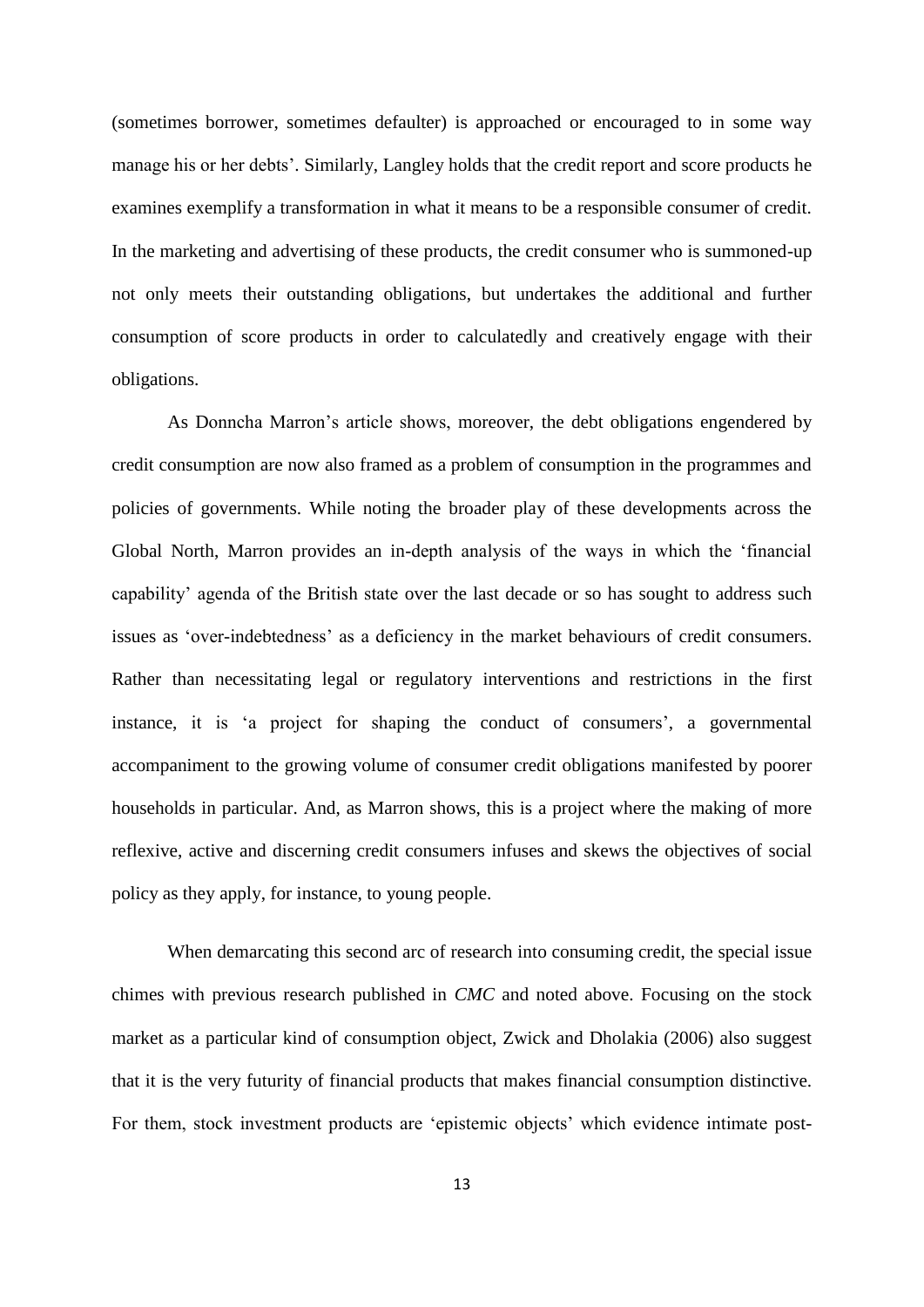(sometimes borrower, sometimes defaulter) is approached or encouraged to in some way manage his or her debts'. Similarly, Langley holds that the credit report and score products he examines exemplify a transformation in what it means to be a responsible consumer of credit. In the marketing and advertising of these products, the credit consumer who is summoned-up not only meets their outstanding obligations, but undertakes the additional and further consumption of score products in order to calculatedly and creatively engage with their obligations.

As Donncha Marron's article shows, moreover, the debt obligations engendered by credit consumption are now also framed as a problem of consumption in the programmes and policies of governments. While noting the broader play of these developments across the Global North, Marron provides an in-depth analysis of the ways in which the 'financial capability' agenda of the British state over the last decade or so has sought to address such issues as 'over-indebtedness' as a deficiency in the market behaviours of credit consumers. Rather than necessitating legal or regulatory interventions and restrictions in the first instance, it is 'a project for shaping the conduct of consumers', a governmental accompaniment to the growing volume of consumer credit obligations manifested by poorer households in particular. And, as Marron shows, this is a project where the making of more reflexive, active and discerning credit consumers infuses and skews the objectives of social policy as they apply, for instance, to young people.

When demarcating this second arc of research into consuming credit, the special issue chimes with previous research published in *CMC* and noted above. Focusing on the stock market as a particular kind of consumption object, Zwick and Dholakia (2006) also suggest that it is the very futurity of financial products that makes financial consumption distinctive. For them, stock investment products are 'epistemic objects' which evidence intimate post-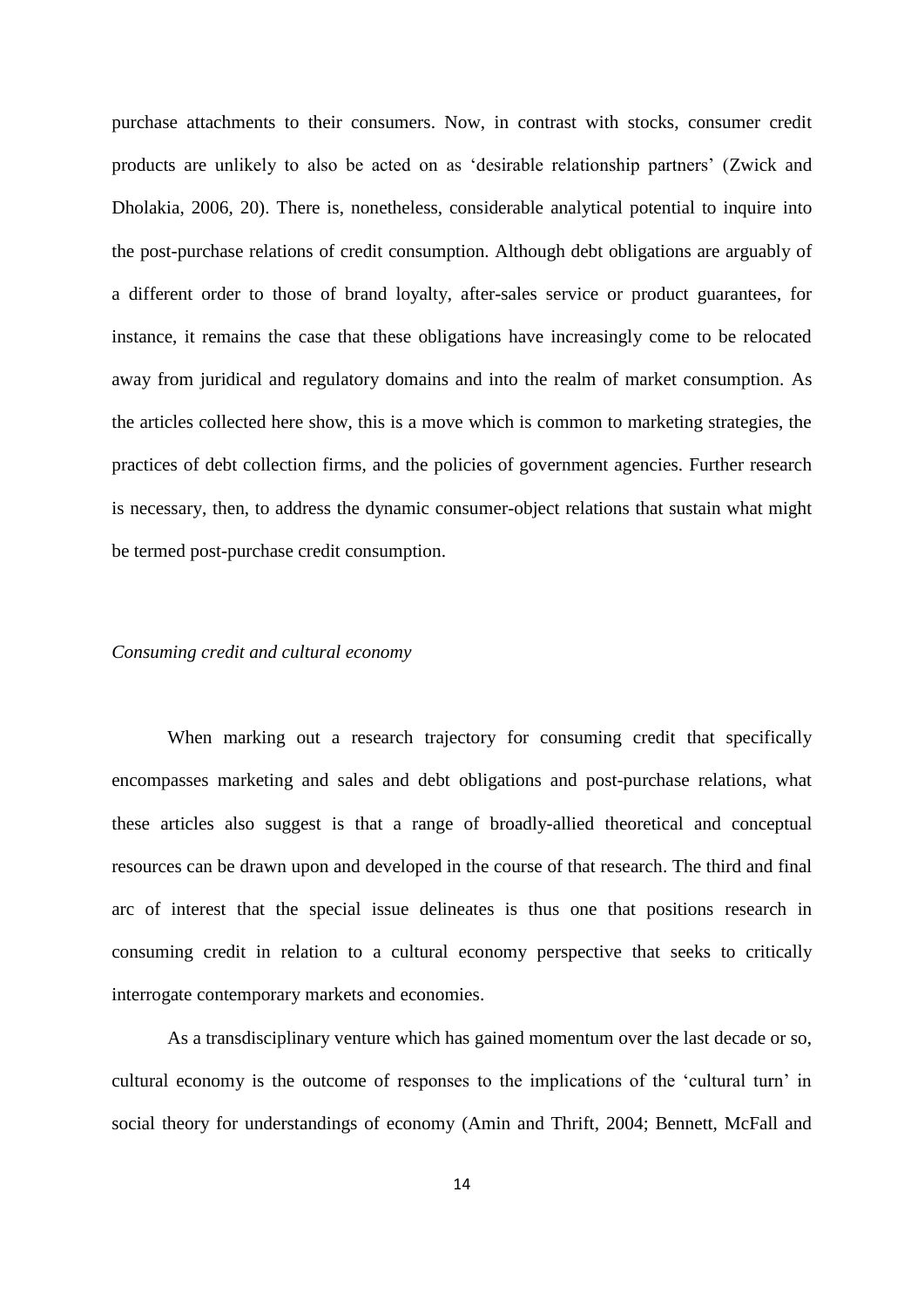purchase attachments to their consumers. Now, in contrast with stocks, consumer credit products are unlikely to also be acted on as 'desirable relationship partners' (Zwick and Dholakia, 2006, 20). There is, nonetheless, considerable analytical potential to inquire into the post-purchase relations of credit consumption. Although debt obligations are arguably of a different order to those of brand loyalty, after-sales service or product guarantees, for instance, it remains the case that these obligations have increasingly come to be relocated away from juridical and regulatory domains and into the realm of market consumption. As the articles collected here show, this is a move which is common to marketing strategies, the practices of debt collection firms, and the policies of government agencies. Further research is necessary, then, to address the dynamic consumer-object relations that sustain what might be termed post-purchase credit consumption.

*Consuming credit and cultural economy*

When marking out a research trajectory for consuming credit that specifically encompasses marketing and sales and debt obligations and post-purchase relations, what these articles also suggest is that a range of broadly-allied theoretical and conceptual resources can be drawn upon and developed in the course of that research. The third and final arc of interest that the special issue delineates is thus one that positions research in consuming credit in relation to a cultural economy perspective that seeks to critically interrogate contemporary markets and economies.

As a transdisciplinary venture which has gained momentum over the last decade or so, cultural economy is the outcome of responses to the implications of the 'cultural turn' in social theory for understandings of economy (Amin and Thrift, 2004; Bennett, McFall and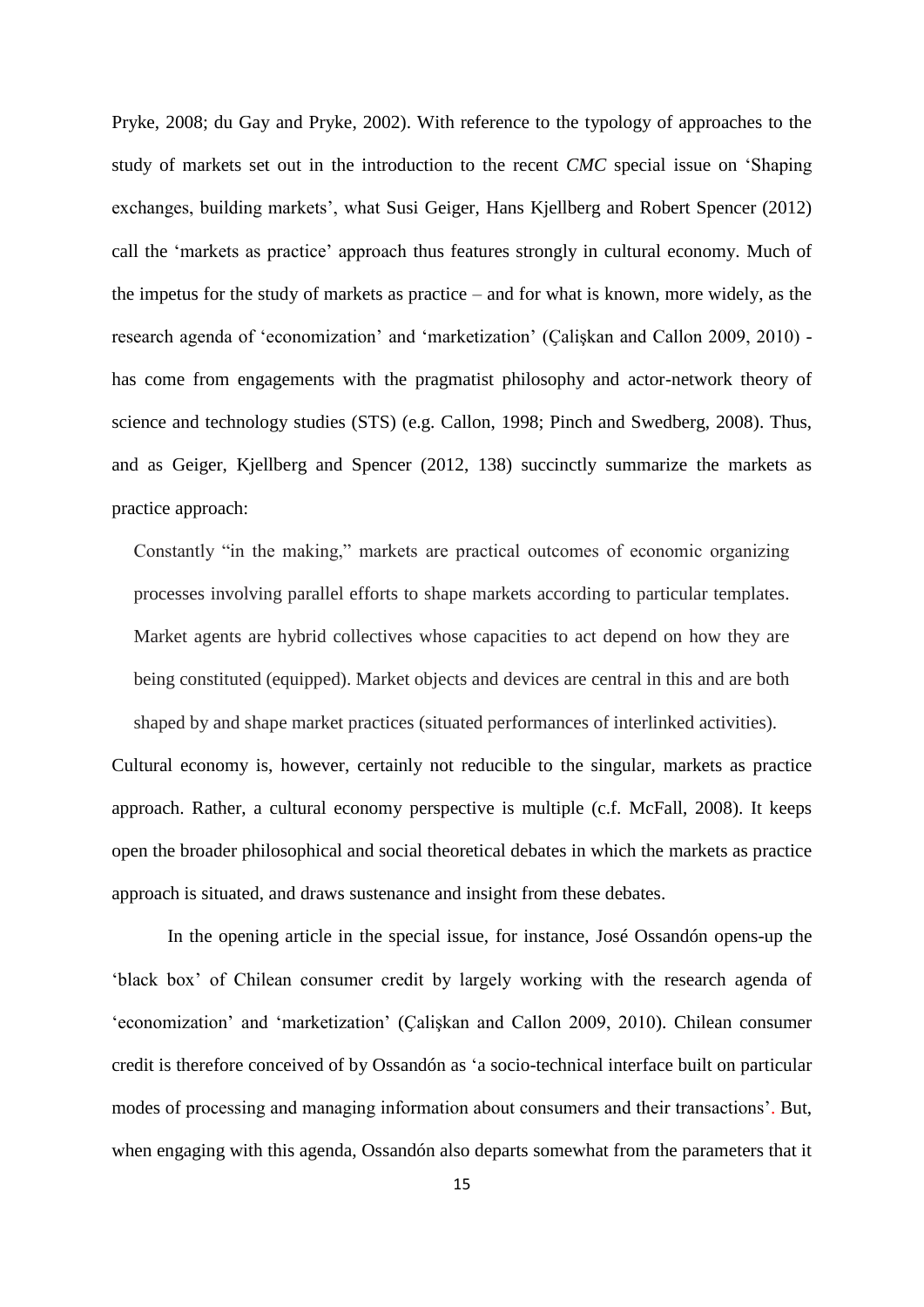Pryke, 2008; du Gay and Pryke, 2002). With reference to the typology of approaches to the study of markets set out in the introduction to the recent *CMC* special issue on 'Shaping exchanges, building markets', what Susi Geiger, Hans Kjellberg and Robert Spencer (2012) call the 'markets as practice' approach thus features strongly in cultural economy. Much of the impetus for the study of markets as practice – and for what is known, more widely, as the research agenda of 'economization' and 'marketization' (Çalişkan and Callon 2009, 2010) - has come from engagements with the pragmatist philosophy and actor-network theory of science and technology studies (STS) (e.g. Callon, 1998; Pinch and Swedberg, 2008). Thus, and as Geiger, Kjellberg and Spencer (2012, 138) succinctly summarize the markets as practice approach:

> Constantly "in the making," markets are practical outcomes of economic organizing processes involving parallel efforts to shape markets according to particular templates. Market agents are hybrid collectives whose capacities to act depend on how they are being constituted (equipped). Market objects and devices are central in this and are both shaped by and shape market practices (situated performances of interlinked activities).

Cultural economy is, however, certainly not reducible to the singular, markets as practice approach. Rather, a cultural economy perspective is multiple (c.f. McFall, 2008). It keeps open the broader philosophical and social theoretical debates in which the markets as practice approach is situated, and draws sustenance and insight from these debates.

In the opening article in the special issue, for instance, José Ossandón opens-up the 'black box' of Chilean consumer credit by largely working with the research agenda of 'economization' and 'marketization' (Çalişkan and Callon 2009, 2010). Chilean consumer credit is therefore conceived of by Ossandón as 'a socio-technical interface built on particular modes of processing and managing information about consumers and their transactions'. But, when engaging with this agenda, Ossandón also departs somewhat from the parameters that it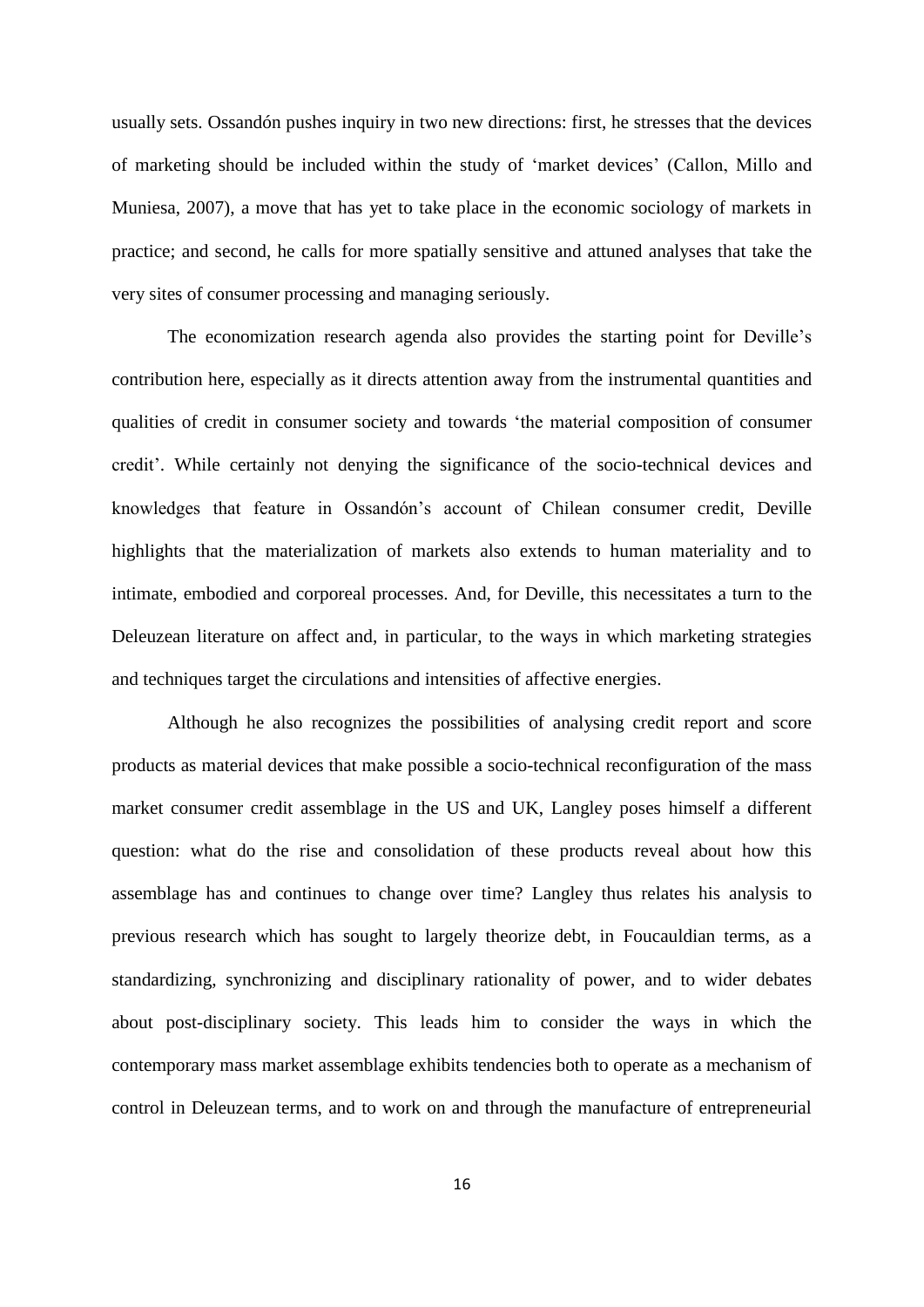usually sets. Ossandón pushes inquiry in two new directions: first, he stresses that the devices of marketing should be included within the study of 'market devices' (Callon, Millo and Muniesa, 2007), a move that has yet to take place in the economic sociology of markets in practice; and second, he calls for more spatially sensitive and attuned analyses that take the very sites of consumer processing and managing seriously.

The economization research agenda also provides the starting point for Deville's contribution here, especially as it directs attention away from the instrumental quantities and qualities of credit in consumer society and towards 'the material composition of consumer credit'. While certainly not denying the significance of the socio-technical devices and knowledges that feature in Ossandón's account of Chilean consumer credit, Deville highlights that the materialization of markets also extends to human materiality and to intimate, embodied and corporeal processes. And, for Deville, this necessitates a turn to the Deleuzean literature on affect and, in particular, to the ways in which marketing strategies and techniques target the circulations and intensities of affective energies.

Although he also recognizes the possibilities of analysing credit report and score products as material devices that make possible a socio-technical reconfiguration of the mass market consumer credit assemblage in the US and UK, Langley poses himself a different question: what do the rise and consolidation of these products reveal about how this assemblage has and continues to change over time? Langley thus relates his analysis to previous research which has sought to largely theorize debt, in Foucauldian terms, as a standardizing, synchronizing and disciplinary rationality of power, and to wider debates about post-disciplinary society. This leads him to consider the ways in which the contemporary mass market assemblage exhibits tendencies both to operate as a mechanism of control in Deleuzean terms, and to work on and through the manufacture of entrepreneurial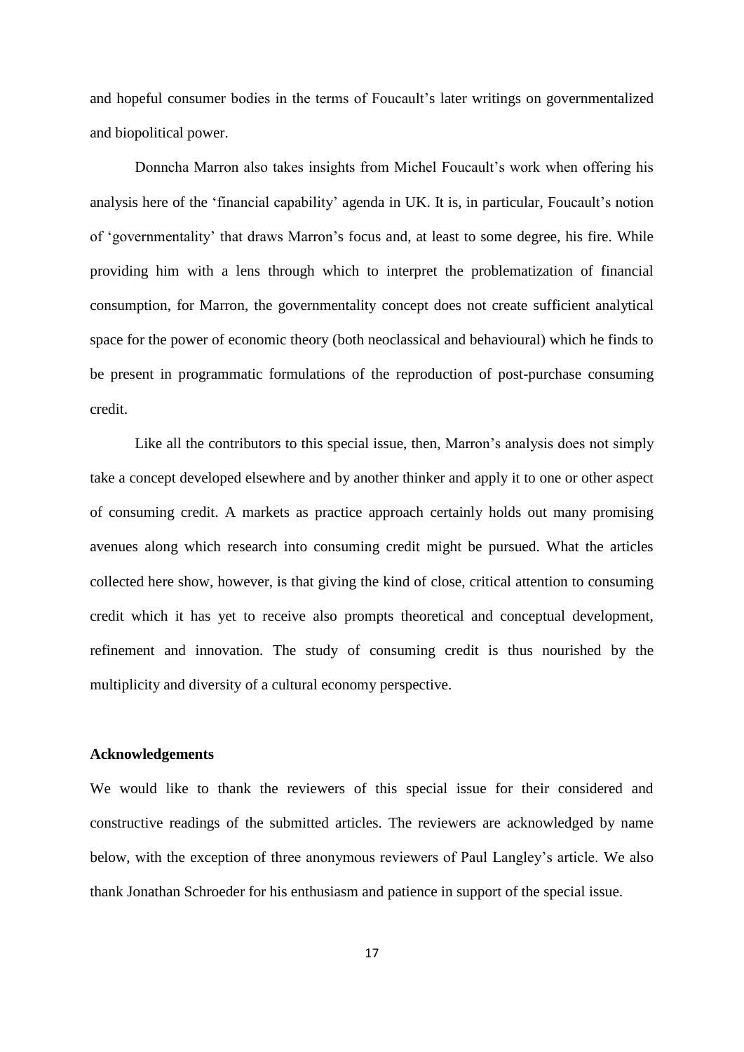and hopeful consumer bodies in the terms of Foucault's later writings on governmentalized and biopolitical power.

Donncha Marron also takes insights from Michel Foucault's work when offering his analysis here of the 'financial capability' agenda in UK. It is, in particular, Foucault's notion of 'governmentality' that draws Marron's focus and, at least to some degree, his fire. While providing him with a lens through which to interpret the problematization of financial consumption, for Marron, the governmentality concept does not create sufficient analytical space for the power of economic theory (both neoclassical and behavioural) which he finds to be present in programmatic formulations of the reproduction of post-purchase consuming credit.

Like all the contributors to this special issue, then, Marron's analysis does not simply take a concept developed elsewhere and by another thinker and apply it to one or other aspect of consuming credit. A markets as practice approach certainly holds out many promising avenues along which research into consuming credit might be pursued. What the articles collected here show, however, is that giving the kind of close, critical attention to consuming credit which it has yet to receive also prompts theoretical and conceptual development, refinement and innovation. The study of consuming credit is thus nourished by the multiplicity and diversity of a cultural economy perspective.

**Acknowledgements**

We would like to thank the reviewers of this special issue for their considered and constructive readings of the submitted articles. The reviewers are acknowledged by name below, with the exception of three anonymous reviewers of Paul Langley's article. We also thank Jonathan Schroeder for his enthusiasm and patience in support of the special issue.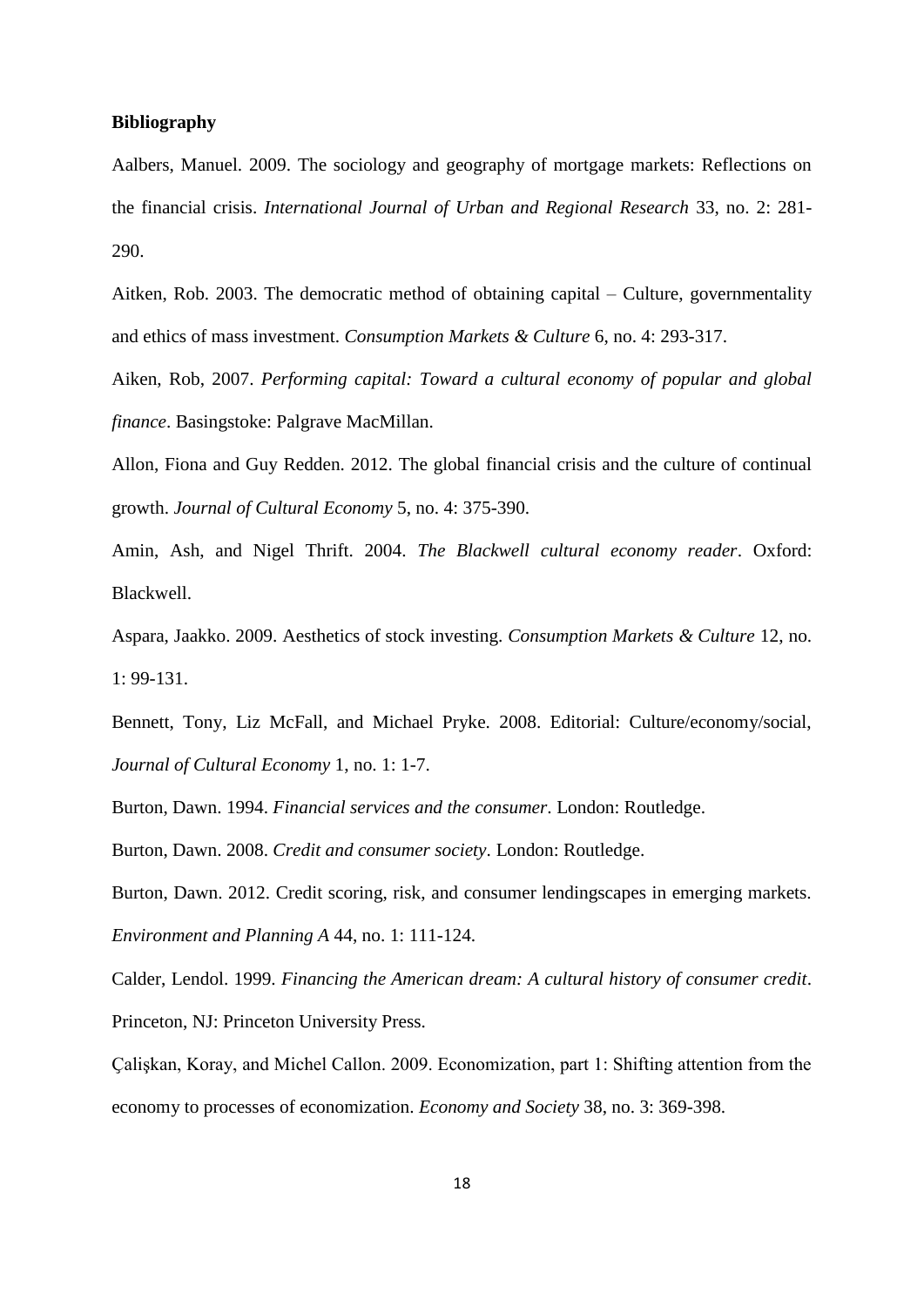**Bibliography**

Aalbers, Manuel. 2009. The sociology and geography of mortgage markets: Reflections on the financial crisis. *International Journal of Urban and Regional Research* 33, no. 2: 281-290.

Aitken, Rob. 2003. The democratic method of obtaining capital – Culture, governmentality and ethics of mass investment. *Consumption Markets & Culture* 6, no. 4: 293-317.

Aiken, Rob, 2007. *Performing capital: Toward a cultural economy of popular and global finance*. Basingstoke: Palgrave MacMillan.

Allon, Fiona and Guy Redden. 2012. The global financial crisis and the culture of continual growth. *Journal of Cultural Economy* 5, no. 4: 375-390.

Amin, Ash, and Nigel Thrift. 2004. *The Blackwell cultural economy reader*. Oxford: Blackwell.

Aspara, Jaakko. 2009. Aesthetics of stock investing. *Consumption Markets & Culture* 12, no. 1: 99-131.

Bennett, Tony, Liz McFall, and Michael Pryke. 2008. Editorial: Culture/economy/social, *Journal of Cultural Economy* 1, no. 1: 1-7.

Burton, Dawn. 1994. *Financial services and the consumer*. London: Routledge.

Burton, Dawn. 2008. *Credit and consumer society*. London: Routledge.

Burton, Dawn. 2012. Credit scoring, risk, and consumer lendingscapes in emerging markets. *Environment and Planning A* 44, no. 1: 111-124.

Calder, Lendol. 1999. *Financing the American dream: A cultural history of consumer credit*. Princeton, NJ: Princeton University Press.

Çalişkan, Koray, and Michel Callon. 2009. Economization, part 1: Shifting attention from the economy to processes of economization. *Economy and Society* 38, no. 3: 369-398.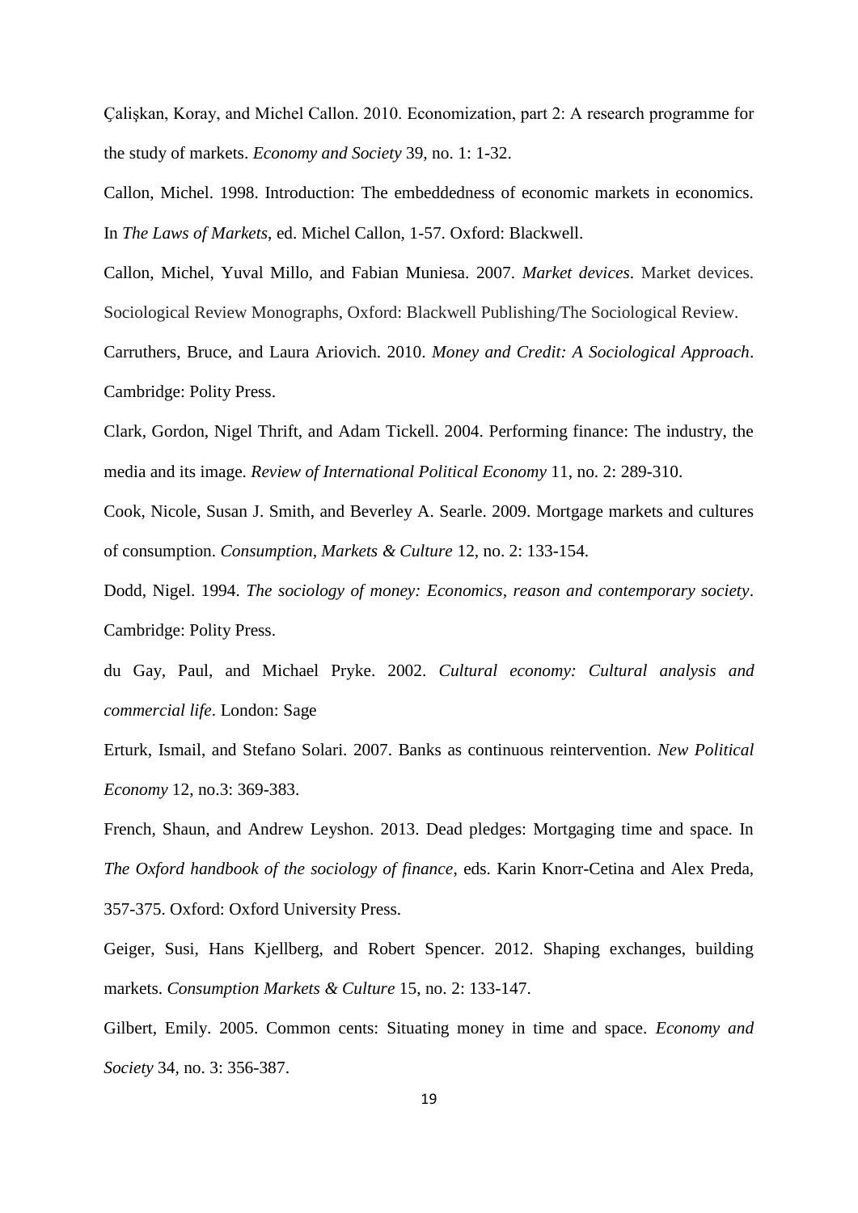Çalişkan, Koray, and Michel Callon. 2010. Economization, part 2: A research programme for the study of markets. *Economy and Society* 39, no. 1: 1-32.

Callon, Michel. 1998. Introduction: The embeddedness of economic markets in economics. In *The Laws of Markets*, ed. Michel Callon, 1-57. Oxford: Blackwell.

Callon, Michel, Yuval Millo, and Fabian Muniesa. 2007. *Market devices*. Market devices. Sociological Review Monographs, Oxford: Blackwell Publishing/The Sociological Review.

Carruthers, Bruce, and Laura Ariovich. 2010. *Money and Credit: A Sociological Approach*. Cambridge: Polity Press.

Clark, Gordon, Nigel Thrift, and Adam Tickell. 2004. Performing finance: The industry, the media and its image. *Review of International Political Economy* 11, no. 2: 289-310.

Cook, Nicole, Susan J. Smith, and Beverley A. Searle. 2009. Mortgage markets and cultures of consumption. *Consumption, Markets & Culture* 12, no. 2: 133-154.

Dodd, Nigel. 1994. *The sociology of money: Economics, reason and contemporary society*. Cambridge: Polity Press.

du Gay, Paul, and Michael Pryke. 2002. *Cultural economy: Cultural analysis and commercial life*. London: Sage

Erturk, Ismail, and Stefano Solari. 2007. Banks as continuous reintervention. *New Political Economy* 12, no.3: 369-383.

French, Shaun, and Andrew Leyshon. 2013. Dead pledges: Mortgaging time and space. In *The Oxford handbook of the sociology of finance*, eds. Karin Knorr-Cetina and Alex Preda, 357-375. Oxford: Oxford University Press.

Geiger, Susi, Hans Kjellberg, and Robert Spencer. 2012. Shaping exchanges, building markets. *Consumption Markets & Culture* 15, no. 2: 133-147.

Gilbert, Emily. 2005. Common cents: Situating money in time and space. *Economy and Society* 34, no. 3: 356-387.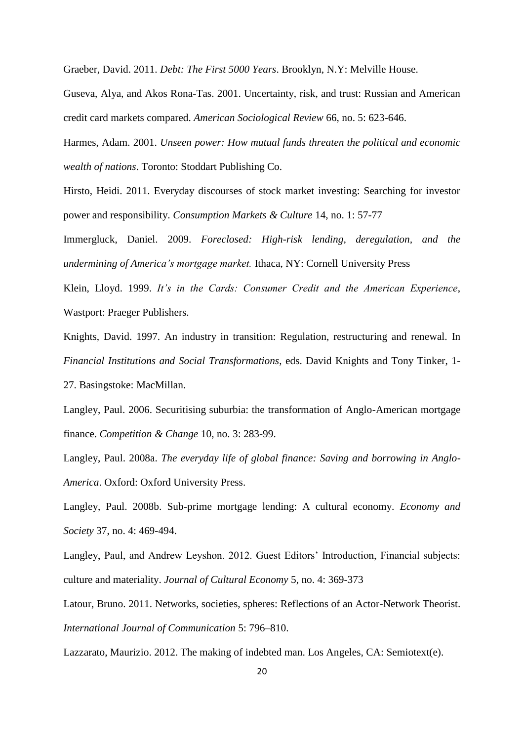Graeber, David. 2011. *Debt: The First 5000 Years*. Brooklyn, N.Y: Melville House.

Guseva, Alya, and Akos Rona-Tas. 2001. Uncertainty, risk, and trust: Russian and American credit card markets compared. *American Sociological Review* 66, no. 5: 623-646.

Harmes, Adam. 2001. *Unseen power: How mutual funds threaten the political and economic wealth of nations*. Toronto: Stoddart Publishing Co.

Hirsto, Heidi. 2011. Everyday discourses of stock market investing: Searching for investor power and responsibility. *Consumption Markets & Culture* 14, no. 1: 57-77

Immergluck, Daniel. 2009. *Foreclosed: High-risk lending, deregulation, and the undermining of America's mortgage market.* Ithaca, NY: Cornell University Press

Klein, Lloyd. 1999. *It's in the Cards: Consumer Credit and the American Experience*, Wastport: Praeger Publishers.

Knights, David. 1997. An industry in transition: Regulation, restructuring and renewal. In *Financial Institutions and Social Transformations*, eds. David Knights and Tony Tinker, 1-27. Basingstoke: MacMillan.

Langley, Paul. 2006. Securitising suburbia: the transformation of Anglo-American mortgage finance. *Competition & Change* 10, no. 3: 283-99.

Langley, Paul. 2008a. *The everyday life of global finance: Saving and borrowing in Anglo-America*. Oxford: Oxford University Press.

Langley, Paul. 2008b. Sub-prime mortgage lending: A cultural economy. *Economy and Society* 37, no. 4: 469-494.

Langley, Paul, and Andrew Leyshon. 2012. Guest Editors' Introduction, Financial subjects: culture and materiality. *Journal of Cultural Economy* 5, no. 4: 369-373

Latour, Bruno. 2011. Networks, societies, spheres: Reflections of an Actor-Network Theorist. *International Journal of Communication* 5: 796–810.

Lazzarato, Maurizio. 2012. The making of indebted man. Los Angeles, CA: Semiotext(e).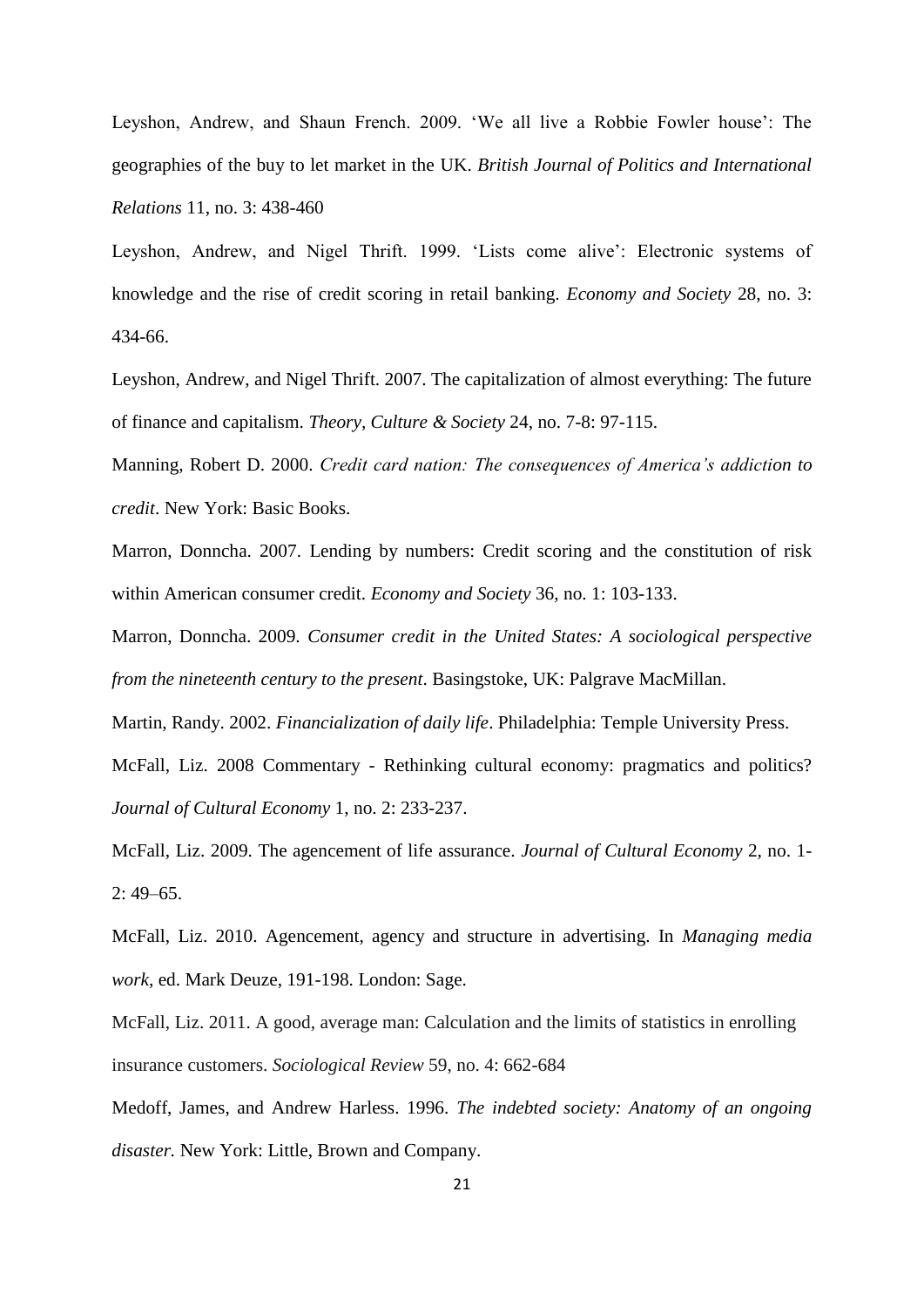Leyshon, Andrew, and Shaun French. 2009. 'We all live a Robbie Fowler house': The geographies of the buy to let market in the UK. *British Journal of Politics and International Relations* 11, no. 3: 438-460

Leyshon, Andrew, and Nigel Thrift. 1999. 'Lists come alive': Electronic systems of knowledge and the rise of credit scoring in retail banking. *Economy and Society* 28, no. 3: 434-66.

Leyshon, Andrew, and Nigel Thrift. 2007. The capitalization of almost everything: The future of finance and capitalism. *Theory, Culture & Society* 24, no. 7-8: 97-115.

Manning, Robert D. 2000. *Credit card nation: The consequences of America's addiction to credit*. New York: Basic Books.

Marron, Donncha. 2007. Lending by numbers: Credit scoring and the constitution of risk within American consumer credit. *Economy and Society* 36, no. 1: 103-133.

Marron, Donncha. 2009. *Consumer credit in the United States: A sociological perspective from the nineteenth century to the present*. Basingstoke, UK: Palgrave MacMillan.

Martin, Randy. 2002. *Financialization of daily life*. Philadelphia: Temple University Press.

McFall, Liz. 2008 Commentary - Rethinking cultural economy: pragmatics and politics? *Journal of Cultural Economy* 1, no. 2: 233-237.

McFall, Liz. 2009. The agencement of life assurance. *Journal of Cultural Economy* 2, no. 1-2: 49–65.

McFall, Liz. 2010. Agencement, agency and structure in advertising. In *Managing media work*, ed. Mark Deuze, 191-198. London: Sage.

McFall, Liz. 2011. A good, average man: Calculation and the limits of statistics in enrolling insurance customers. *Sociological Review* 59, no. 4: 662-684

Medoff, James, and Andrew Harless. 1996. *The indebted society: Anatomy of an ongoing disaster.* New York: Little, Brown and Company.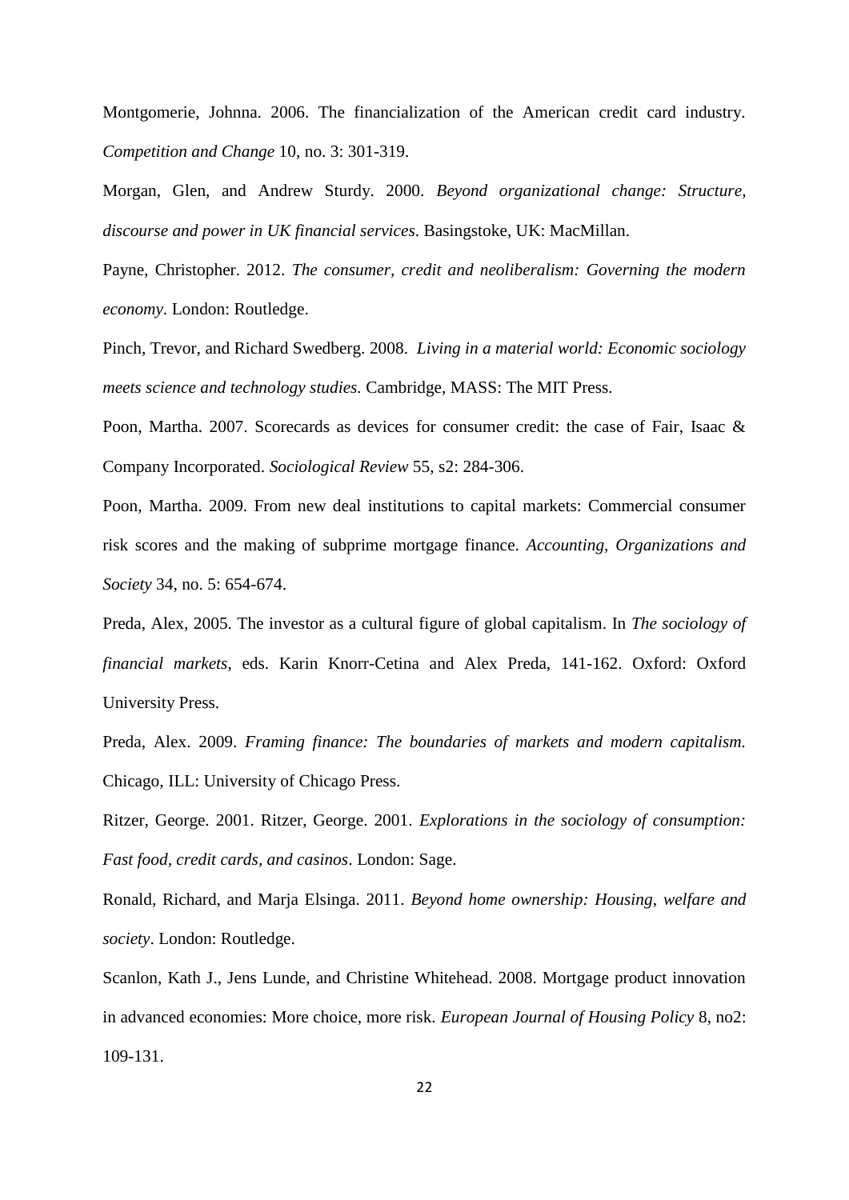Montgomerie, Johnna. 2006. The financialization of the American credit card industry. *Competition and Change* 10, no. 3: 301-319.

Morgan, Glen, and Andrew Sturdy. 2000. *Beyond organizational change: Structure, discourse and power in UK financial services*. Basingstoke, UK: MacMillan.

Payne, Christopher. 2012. *The consumer, credit and neoliberalism: Governing the modern economy*. London: Routledge.

Pinch, Trevor, and Richard Swedberg. 2008. *Living in a material world: Economic sociology meets science and technology studies.* Cambridge, MASS: The MIT Press.

Poon, Martha. 2007. Scorecards as devices for consumer credit: the case of Fair, Isaac & Company Incorporated. *Sociological Review* 55, s2: 284-306.

Poon, Martha. 2009. From new deal institutions to capital markets: Commercial consumer risk scores and the making of subprime mortgage finance. *Accounting, Organizations and Society* 34, no. 5: 654-674.

Preda, Alex, 2005. The investor as a cultural figure of global capitalism. In *The sociology of financial markets*, eds. Karin Knorr-Cetina and Alex Preda, 141-162. Oxford: Oxford University Press.

Preda, Alex. 2009. *Framing finance: The boundaries of markets and modern capitalism.* Chicago, ILL: University of Chicago Press.

Ritzer, George. 2001. Ritzer, George. 2001. *Explorations in the sociology of consumption: Fast food, credit cards, and casinos*. London: Sage.

Ronald, Richard, and Marja Elsinga. 2011. *Beyond home ownership: Housing, welfare and society*. London: Routledge.

Scanlon, Kath J., Jens Lunde, and Christine Whitehead. 2008. Mortgage product innovation in advanced economies: More choice, more risk. *European Journal of Housing Policy* 8, no2: 109-131.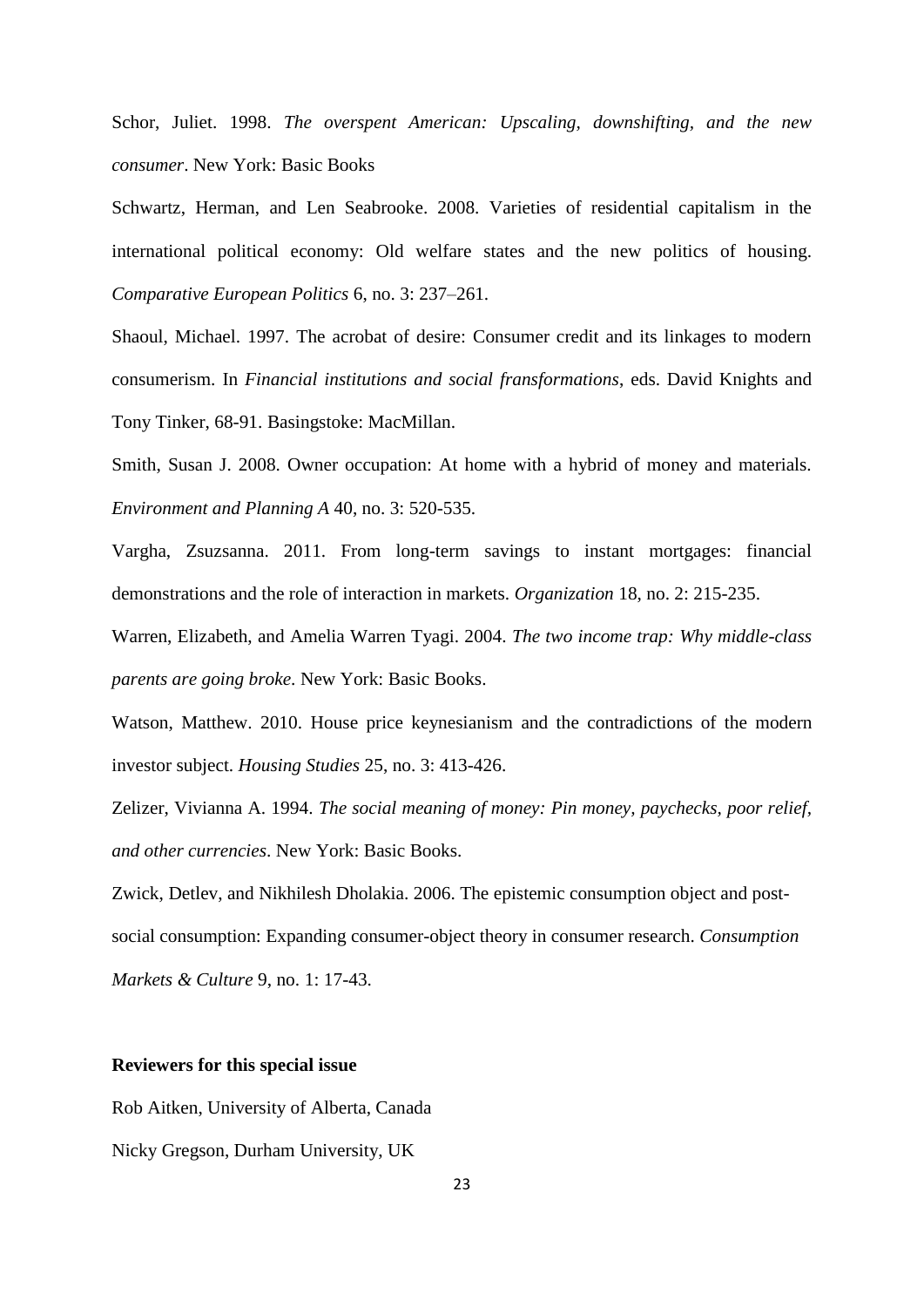Schor, Juliet. 1998. *The overspent American: Upscaling, downshifting, and the new consumer*. New York: Basic Books

Schwartz, Herman, and Len Seabrooke. 2008. Varieties of residential capitalism in the international political economy: Old welfare states and the new politics of housing. *Comparative European Politics* 6, no. 3: 237–261.

Shaoul, Michael. 1997. The acrobat of desire: Consumer credit and its linkages to modern consumerism. In *Financial institutions and social fransformations*, eds. David Knights and Tony Tinker, 68-91. Basingstoke: MacMillan.

Smith, Susan J. 2008. Owner occupation: At home with a hybrid of money and materials. *Environment and Planning A* 40, no. 3: 520-535.

Vargha, Zsuzsanna. 2011. From long-term savings to instant mortgages: financial demonstrations and the role of interaction in markets. *Organization* 18, no. 2: 215-235.

Warren, Elizabeth, and Amelia Warren Tyagi. 2004. *The two income trap: Why middle-class parents are going broke*. New York: Basic Books.

Watson, Matthew. 2010. House price keynesianism and the contradictions of the modern investor subject. *Housing Studies* 25, no. 3: 413-426.

Zelizer, Vivianna A. 1994. *The social meaning of money: Pin money, paychecks, poor relief, and other currencies*. New York: Basic Books.

Zwick, Detlev, and Nikhilesh Dholakia. 2006. The epistemic consumption object and post-social consumption: Expanding consumer-object theory in consumer research. *Consumption Markets & Culture* 9, no. 1: 17-43.

**Reviewers for this special issue**

Rob Aitken, University of Alberta, Canada

Nicky Gregson, Durham University, UK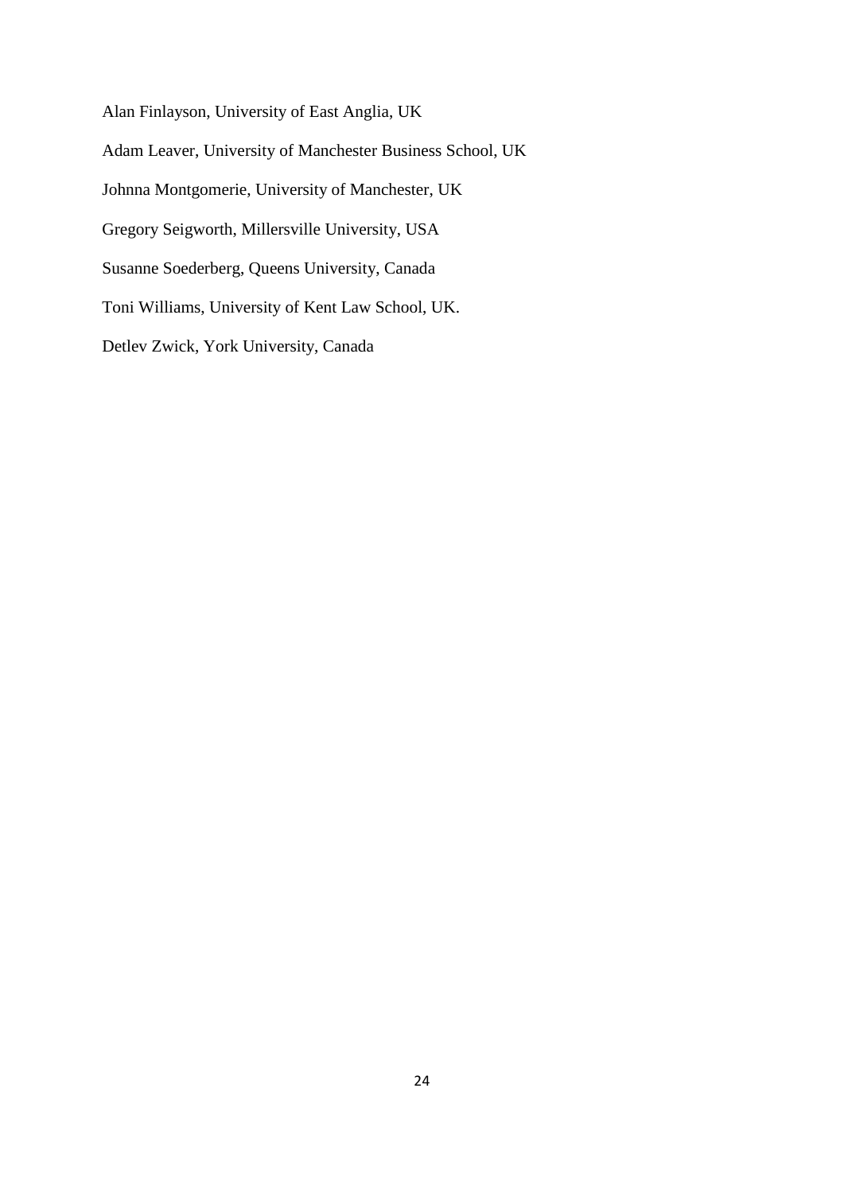Alan Finlayson, University of East Anglia, UK

Adam Leaver, University of Manchester Business School, UK

Johnna Montgomerie, University of Manchester, UK

Gregory Seigworth, Millersville University, USA

Susanne Soederberg, Queens University, Canada

Toni Williams, University of Kent Law School, UK.

Detlev Zwick, York University, Canada